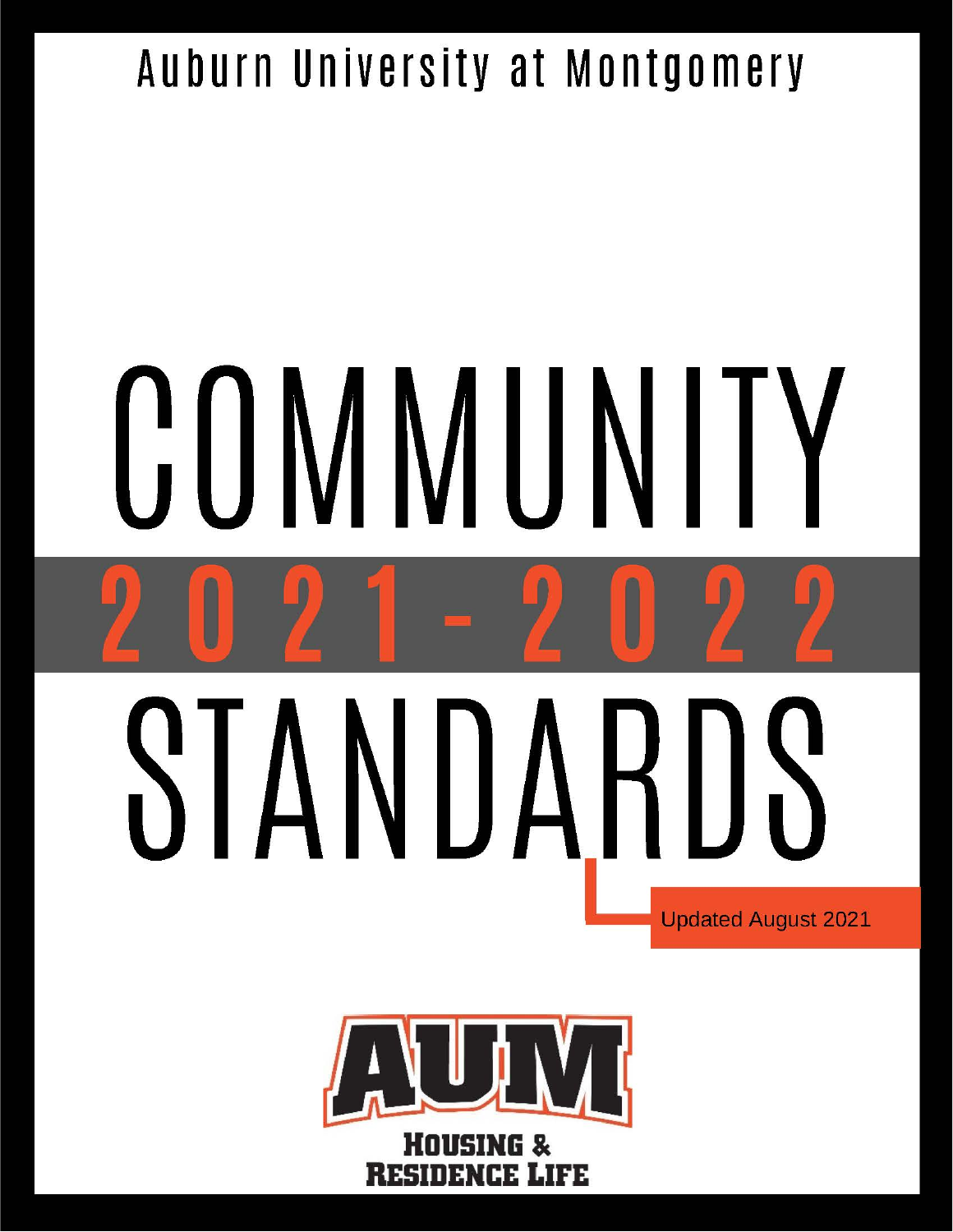Auburn University at Montgomery

# COMMUNITY 2021-2022 STANDARDS

Updated August 2021

AUM

HOUSING & RESIDENCE LIFE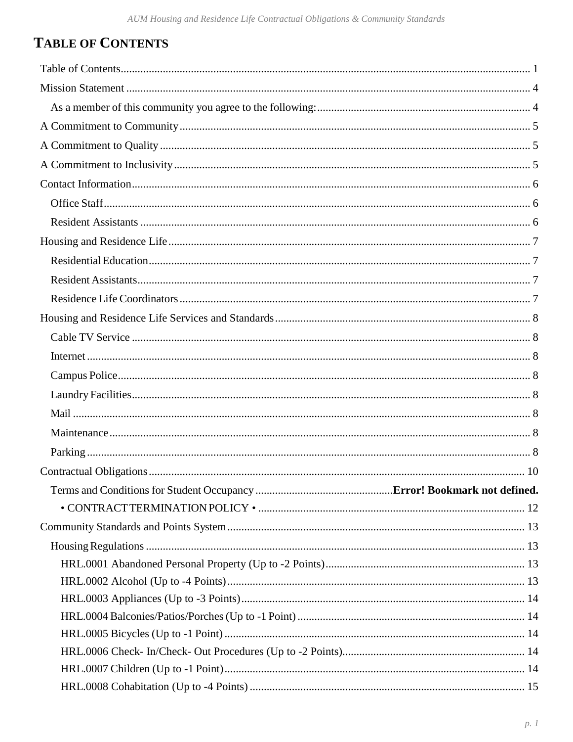# TABLE OF CONTENTS

- Table of Contents ..... 1
- Mission Statement ..... 4
  - As a member of this community you agree to the following: ..... 4
- A Commitment to Community ..... 5
- A Commitment to Quality ..... 5
- A Commitment to Inclusivity ..... 5
- Contact Information ..... 6
  - Office Staff ..... 6
  - Resident Assistants ..... 6
- Housing and Residence Life ..... 7
  - Residential Education ..... 7
  - Resident Assistants ..... 7
  - Residence Life Coordinators ..... 7
- Housing and Residence Life Services and Standards ..... 8
  - Cable TV Service ..... 8
  - Internet ..... 8
  - Campus Police ..... 8
  - Laundry Facilities ..... 8
  - Mail ..... 8
  - Maintenance ..... 8
  - Parking ..... 8
- Contractual Obligations ..... 10
  - Terms and Conditions for Student Occupancy ..... **Error! Bookmark not defined.**
    - • CONTRACT TERMINATION POLICY • ..... 12
- Community Standards and Points System ..... 13
  - Housing Regulations ..... 13
    - HRL.0001 Abandoned Personal Property (Up to -2 Points) ..... 13
    - HRL.0002 Alcohol (Up to -4 Points) ..... 13
    - HRL.0003 Appliances (Up to -3 Points) ..... 14
    - HRL.0004 Balconies/Patios/Porches (Up to -1 Point) ..... 14
    - HRL.0005 Bicycles (Up to -1 Point) ..... 14
    - HRL.0006 Check- In/Check- Out Procedures (Up to -2 Points) ..... 14
    - HRL.0007 Children (Up to -1 Point) ..... 14
    - HRL.0008 Cohabitation (Up to -4 Points) ..... 15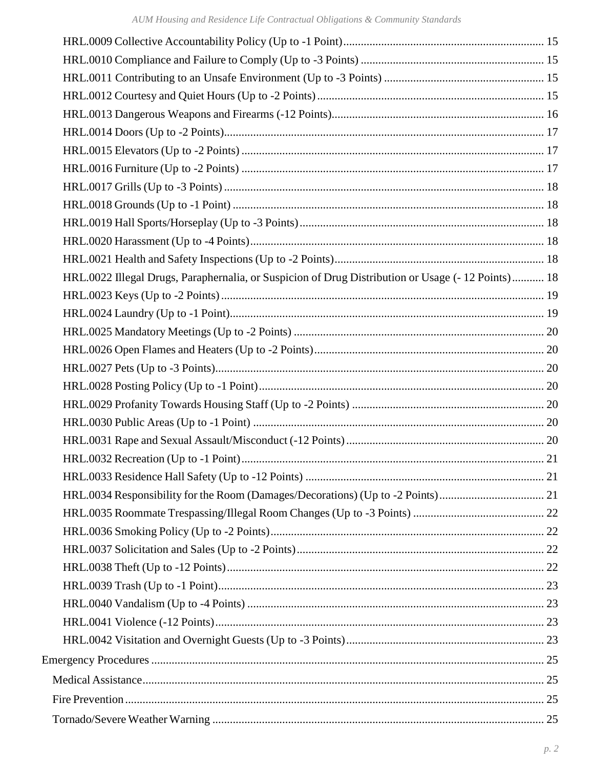- HRL.0009 Collective Accountability Policy (Up to -1 Point) ... 15
- HRL.0010 Compliance and Failure to Comply (Up to -3 Points) ... 15
- HRL.0011 Contributing to an Unsafe Environment (Up to -3 Points) ... 15
- HRL.0012 Courtesy and Quiet Hours (Up to -2 Points) ... 15
- HRL.0013 Dangerous Weapons and Firearms (-12 Points) ... 16
- HRL.0014 Doors (Up to -2 Points) ... 17
- HRL.0015 Elevators (Up to -2 Points) ... 17
- HRL.0016 Furniture (Up to -2 Points) ... 17
- HRL.0017 Grills (Up to -3 Points) ... 18
- HRL.0018 Grounds (Up to -1 Point) ... 18
- HRL.0019 Hall Sports/Horseplay (Up to -3 Points) ... 18
- HRL.0020 Harassment (Up to -4 Points) ... 18
- HRL.0021 Health and Safety Inspections (Up to -2 Points) ... 18
- HRL.0022 Illegal Drugs, Paraphernalia, or Suspicion of Drug Distribution or Usage (- 12 Points) ... 18
- HRL.0023 Keys (Up to -2 Points) ... 19
- HRL.0024 Laundry (Up to -1 Point) ... 19
- HRL.0025 Mandatory Meetings (Up to -2 Points) ... 20
- HRL.0026 Open Flames and Heaters (Up to -2 Points) ... 20
- HRL.0027 Pets (Up to -3 Points) ... 20
- HRL.0028 Posting Policy (Up to -1 Point) ... 20
- HRL.0029 Profanity Towards Housing Staff (Up to -2 Points) ... 20
- HRL.0030 Public Areas (Up to -1 Point) ... 20
- HRL.0031 Rape and Sexual Assault/Misconduct (-12 Points) ... 20
- HRL.0032 Recreation (Up to -1 Point) ... 21
- HRL.0033 Residence Hall Safety (Up to -12 Points) ... 21
- HRL.0034 Responsibility for the Room (Damages/Decorations) (Up to -2 Points) ... 21
- HRL.0035 Roommate Trespassing/Illegal Room Changes (Up to -3 Points) ... 22
- HRL.0036 Smoking Policy (Up to -2 Points) ... 22
- HRL.0037 Solicitation and Sales (Up to -2 Points) ... 22
- HRL.0038 Theft (Up to -12 Points) ... 22
- HRL.0039 Trash (Up to -1 Point) ... 23
- HRL.0040 Vandalism (Up to -4 Points) ... 23
- HRL.0041 Violence (-12 Points) ... 23
- HRL.0042 Visitation and Overnight Guests (Up to -3 Points) ... 23

Emergency Procedures ... 25

- Medical Assistance ... 25
- Fire Prevention ... 25
- Tornado/Severe Weather Warning ... 25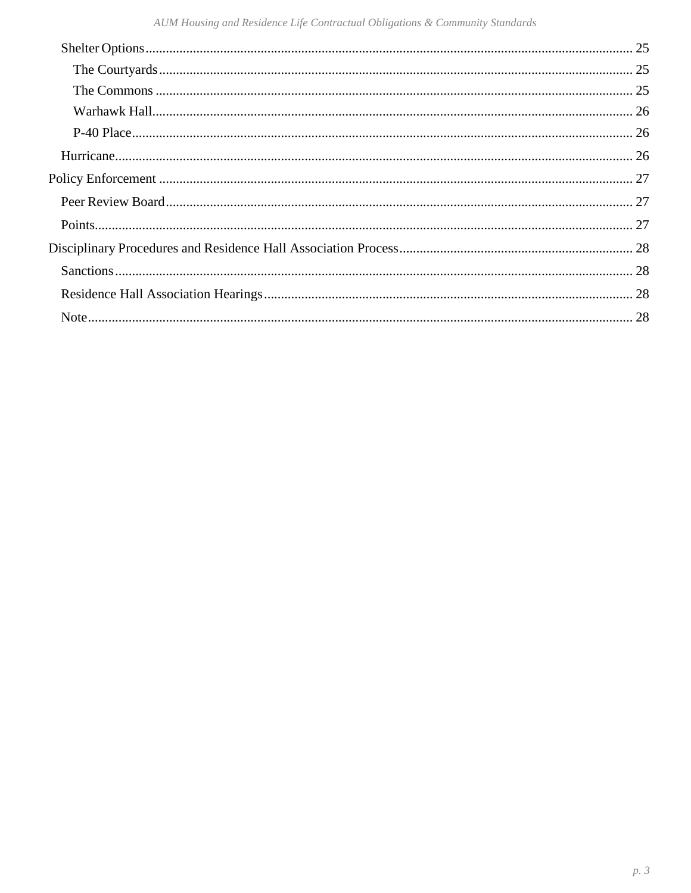- Shelter Options ..... 25
  - The Courtyards ..... 25
  - The Commons ..... 25
  - Warhawk Hall ..... 26
  - P-40 Place ..... 26
- Hurricane ..... 26

Policy Enforcement ..... 27

- Peer Review Board ..... 27
- Points ..... 27

Disciplinary Procedures and Residence Hall Association Process ..... 28

- Sanctions ..... 28
- Residence Hall Association Hearings ..... 28
- Note ..... 28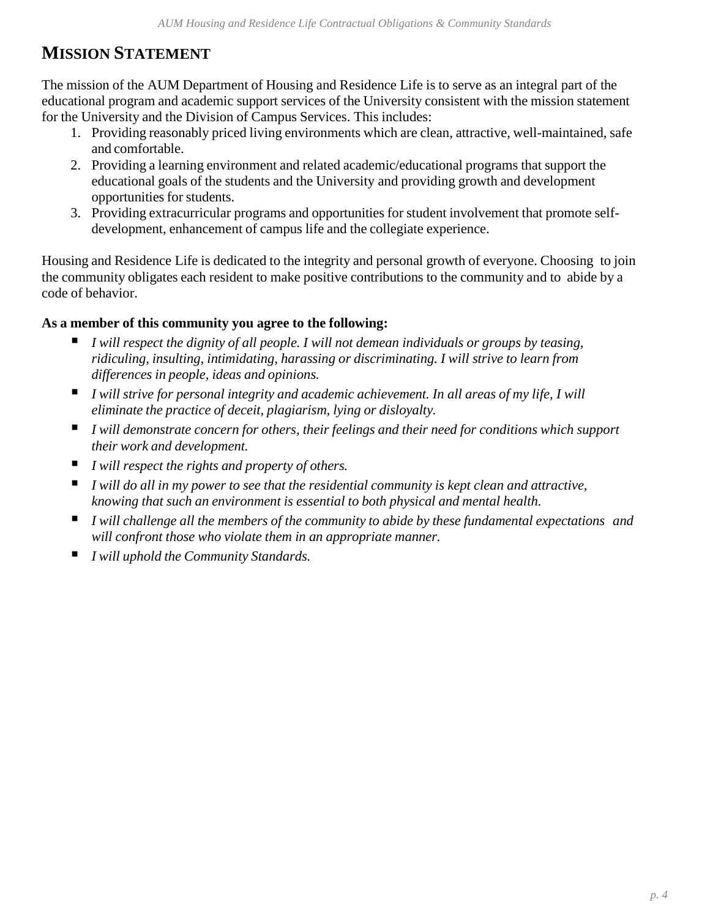# MISSION STATEMENT

The mission of the AUM Department of Housing and Residence Life is to serve as an integral part of the educational program and academic support services of the University consistent with the mission statement for the University and the Division of Campus Services. This includes:

1. Providing reasonably priced living environments which are clean, attractive, well-maintained, safe and comfortable.
2. Providing a learning environment and related academic/educational programs that support the educational goals of the students and the University and providing growth and development opportunities for students.
3. Providing extracurricular programs and opportunities for student involvement that promote self-development, enhancement of campus life and the collegiate experience.

Housing and Residence Life is dedicated to the integrity and personal growth of everyone. Choosing to join the community obligates each resident to make positive contributions to the community and to abide by a code of behavior.

**As a member of this community you agree to the following:**

- *I will respect the dignity of all people. I will not demean individuals or groups by teasing, ridiculing, insulting, intimidating, harassing or discriminating. I will strive to learn from differences in people, ideas and opinions.*
- *I will strive for personal integrity and academic achievement. In all areas of my life, I will eliminate the practice of deceit, plagiarism, lying or disloyalty.*
- *I will demonstrate concern for others, their feelings and their need for conditions which support their work and development.*
- *I will respect the rights and property of others.*
- *I will do all in my power to see that the residential community is kept clean and attractive, knowing that such an environment is essential to both physical and mental health.*
- *I will challenge all the members of the community to abide by these fundamental expectations and will confront those who violate them in an appropriate manner.*
- *I will uphold the Community Standards.*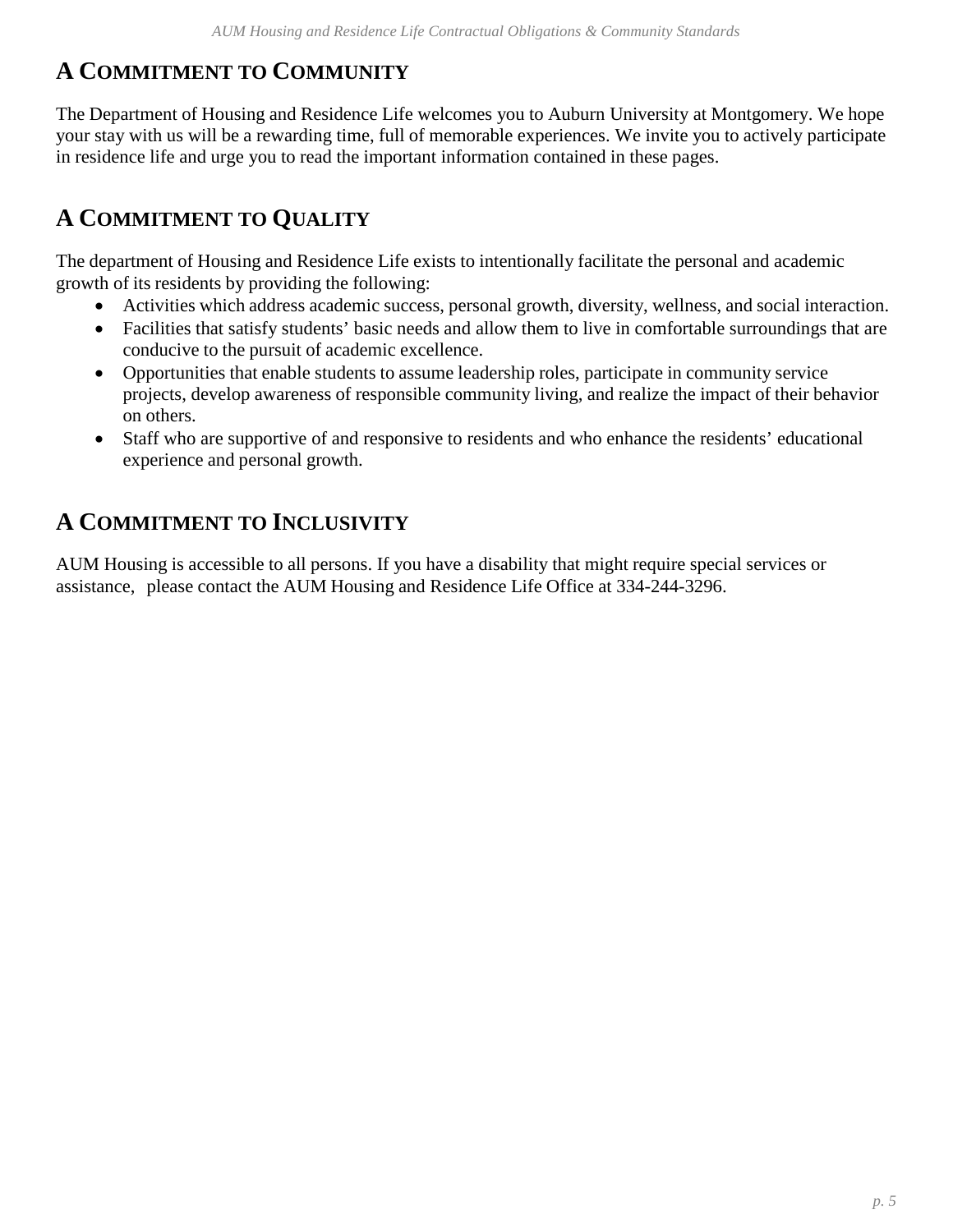## A Commitment to Community

The Department of Housing and Residence Life welcomes you to Auburn University at Montgomery. We hope your stay with us will be a rewarding time, full of memorable experiences. We invite you to actively participate in residence life and urge you to read the important information contained in these pages.

## A Commitment to Quality

The department of Housing and Residence Life exists to intentionally facilitate the personal and academic growth of its residents by providing the following:

- Activities which address academic success, personal growth, diversity, wellness, and social interaction.
- Facilities that satisfy students' basic needs and allow them to live in comfortable surroundings that are conducive to the pursuit of academic excellence.
- Opportunities that enable students to assume leadership roles, participate in community service projects, develop awareness of responsible community living, and realize the impact of their behavior on others.
- Staff who are supportive of and responsive to residents and who enhance the residents' educational experience and personal growth.

## A Commitment to Inclusivity

AUM Housing is accessible to all persons. If you have a disability that might require special services or assistance, please contact the AUM Housing and Residence Life Office at 334-244-3296.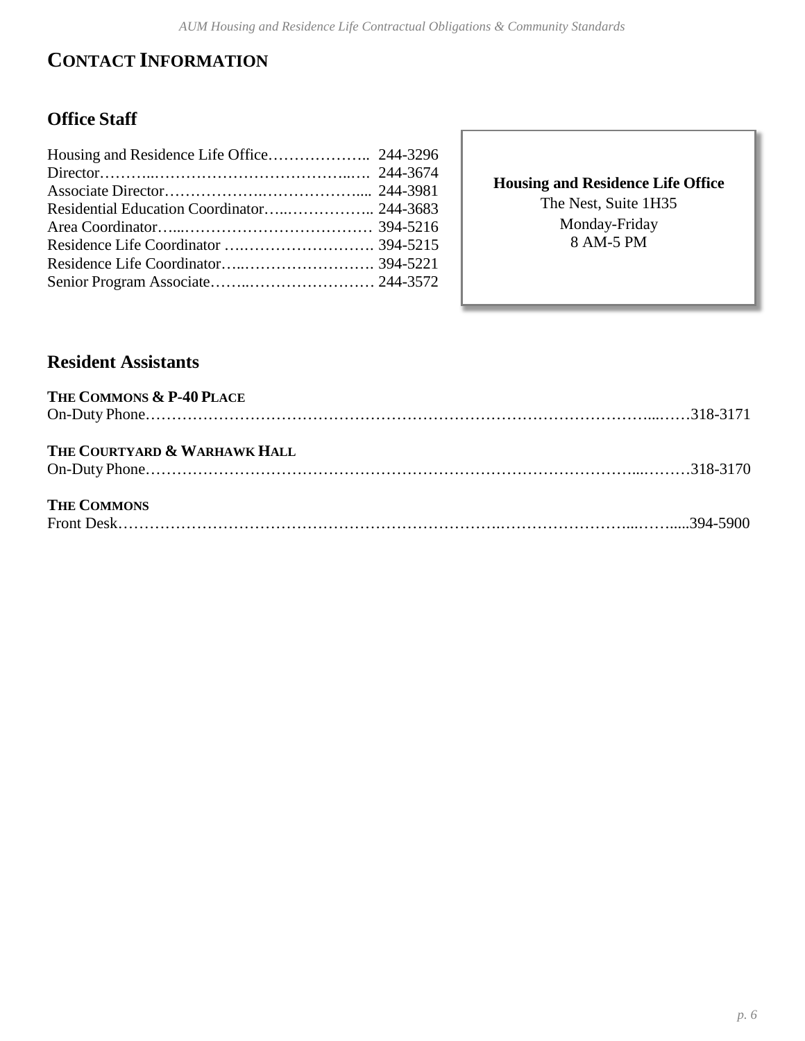# CONTACT INFORMATION

## Office Staff

| Position | Phone |
|---|---|
| Housing and Residence Life Office | 244-3296 |
| Director | 244-3674 |
| Associate Director | 244-3981 |
| Residential Education Coordinator | 244-3683 |
| Area Coordinator | 394-5216 |
| Residence Life Coordinator | 394-5215 |
| Residence Life Coordinator | 394-5221 |
| Senior Program Associate | 244-3572 |

**Housing and Residence Life Office**
The Nest, Suite 1H35
Monday-Friday
8 AM-5 PM

## Resident Assistants

**THE COMMONS & P-40 PLACE**

On-Duty Phone……318-3171

**THE COURTYARD & WARHAWK HALL**

On-Duty Phone……318-3170

**THE COMMONS**

Front Desk……394-5900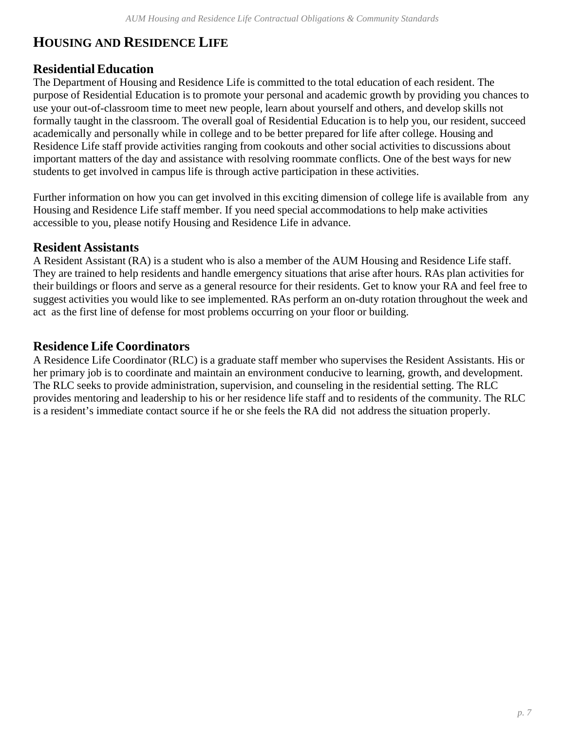# HOUSING AND RESIDENCE LIFE

## Residential Education

The Department of Housing and Residence Life is committed to the total education of each resident. The purpose of Residential Education is to promote your personal and academic growth by providing you chances to use your out-of-classroom time to meet new people, learn about yourself and others, and develop skills not formally taught in the classroom. The overall goal of Residential Education is to help you, our resident, succeed academically and personally while in college and to be better prepared for life after college. Housing and Residence Life staff provide activities ranging from cookouts and other social activities to discussions about important matters of the day and assistance with resolving roommate conflicts. One of the best ways for new students to get involved in campus life is through active participation in these activities.

Further information on how you can get involved in this exciting dimension of college life is available from any Housing and Residence Life staff member. If you need special accommodations to help make activities accessible to you, please notify Housing and Residence Life in advance.

## Resident Assistants

A Resident Assistant (RA) is a student who is also a member of the AUM Housing and Residence Life staff. They are trained to help residents and handle emergency situations that arise after hours. RAs plan activities for their buildings or floors and serve as a general resource for their residents. Get to know your RA and feel free to suggest activities you would like to see implemented. RAs perform an on-duty rotation throughout the week and act as the first line of defense for most problems occurring on your floor or building.

## Residence Life Coordinators

A Residence Life Coordinator (RLC) is a graduate staff member who supervises the Resident Assistants. His or her primary job is to coordinate and maintain an environment conducive to learning, growth, and development. The RLC seeks to provide administration, supervision, and counseling in the residential setting. The RLC provides mentoring and leadership to his or her residence life staff and to residents of the community. The RLC is a resident's immediate contact source if he or she feels the RA did not address the situation properly.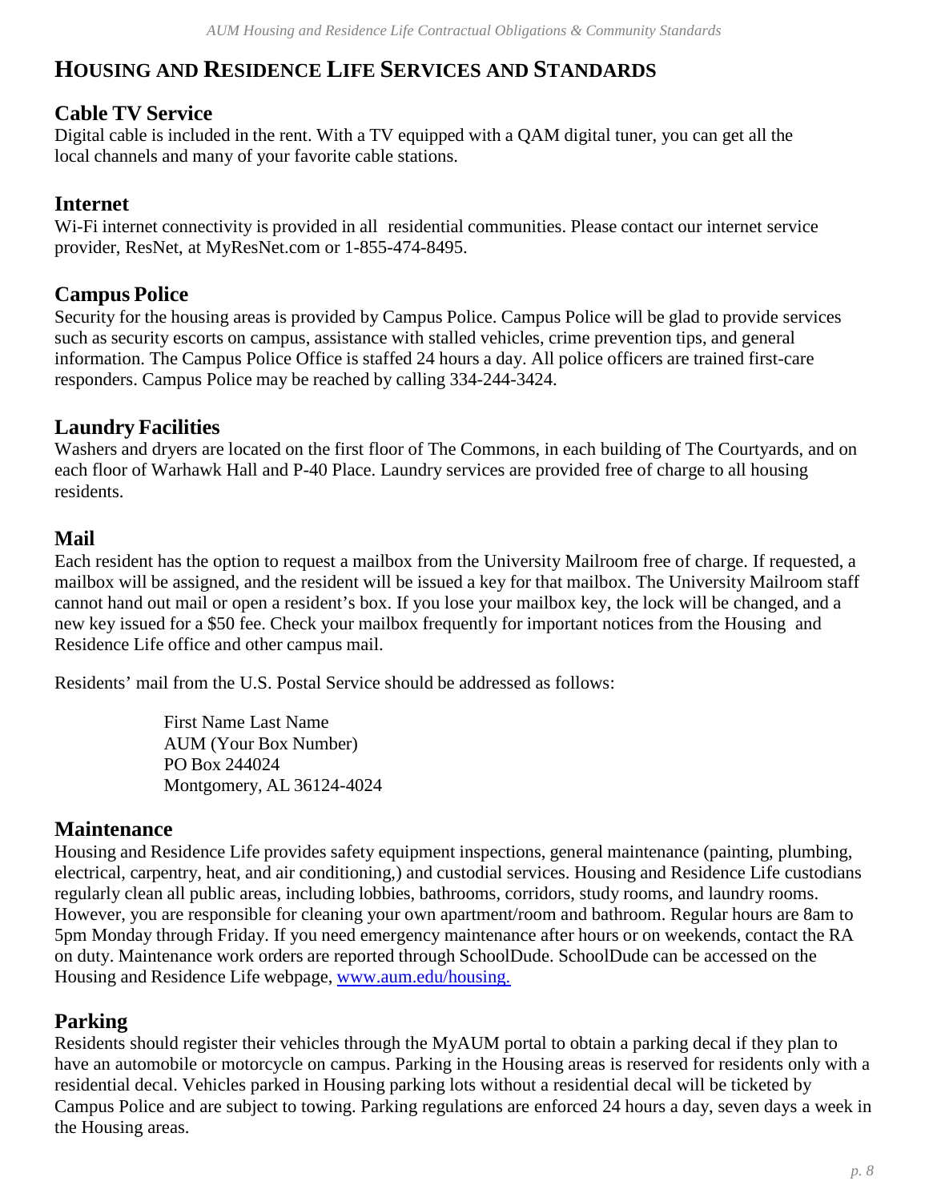# HOUSING AND RESIDENCE LIFE SERVICES AND STANDARDS

## Cable TV Service

Digital cable is included in the rent. With a TV equipped with a QAM digital tuner, you can get all the local channels and many of your favorite cable stations.

## Internet

Wi-Fi internet connectivity is provided in all residential communities. Please contact our internet service provider, ResNet, at MyResNet.com or 1-855-474-8495.

## Campus Police

Security for the housing areas is provided by Campus Police. Campus Police will be glad to provide services such as security escorts on campus, assistance with stalled vehicles, crime prevention tips, and general information. The Campus Police Office is staffed 24 hours a day. All police officers are trained first-care responders. Campus Police may be reached by calling 334-244-3424.

## Laundry Facilities

Washers and dryers are located on the first floor of The Commons, in each building of The Courtyards, and on each floor of Warhawk Hall and P-40 Place. Laundry services are provided free of charge to all housing residents.

## Mail

Each resident has the option to request a mailbox from the University Mailroom free of charge. If requested, a mailbox will be assigned, and the resident will be issued a key for that mailbox. The University Mailroom staff cannot hand out mail or open a resident's box. If you lose your mailbox key, the lock will be changed, and a new key issued for a $50 fee. Check your mailbox frequently for important notices from the Housing and Residence Life office and other campus mail.

Residents' mail from the U.S. Postal Service should be addressed as follows:

> First Name Last Name
> AUM (Your Box Number)
> PO Box 244024
> Montgomery, AL 36124-4024

## Maintenance

Housing and Residence Life provides safety equipment inspections, general maintenance (painting, plumbing, electrical, carpentry, heat, and air conditioning,) and custodial services. Housing and Residence Life custodians regularly clean all public areas, including lobbies, bathrooms, corridors, study rooms, and laundry rooms. However, you are responsible for cleaning your own apartment/room and bathroom. Regular hours are 8am to 5pm Monday through Friday. If you need emergency maintenance after hours or on weekends, contact the RA on duty. Maintenance work orders are reported through SchoolDude. SchoolDude can be accessed on the Housing and Residence Life webpage, [www.aum.edu/housing.](http://www.aum.edu/housing)

## Parking

Residents should register their vehicles through the MyAUM portal to obtain a parking decal if they plan to have an automobile or motorcycle on campus. Parking in the Housing areas is reserved for residents only with a residential decal. Vehicles parked in Housing parking lots without a residential decal will be ticketed by Campus Police and are subject to towing. Parking regulations are enforced 24 hours a day, seven days a week in the Housing areas.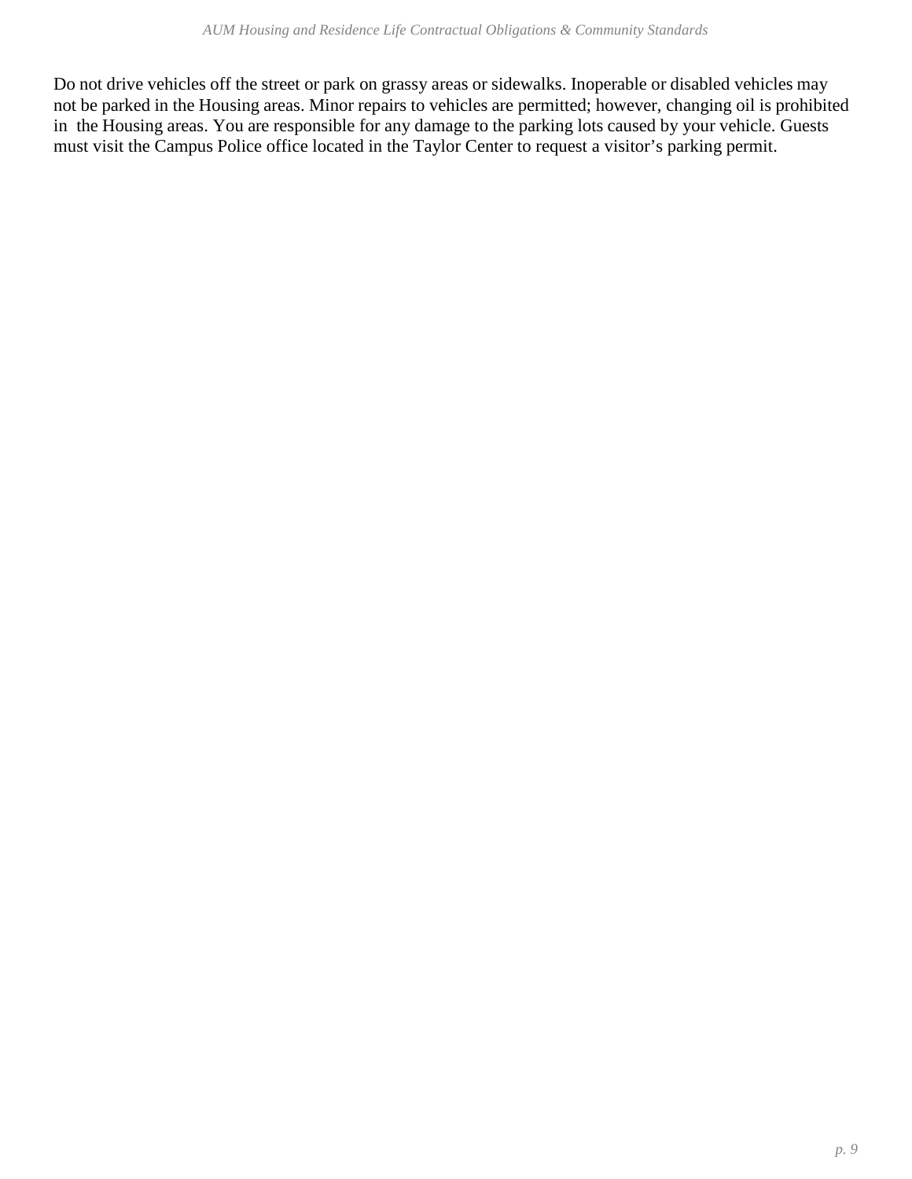Do not drive vehicles off the street or park on grassy areas or sidewalks. Inoperable or disabled vehicles may not be parked in the Housing areas. Minor repairs to vehicles are permitted; however, changing oil is prohibited in the Housing areas. You are responsible for any damage to the parking lots caused by your vehicle. Guests must visit the Campus Police office located in the Taylor Center to request a visitor's parking permit.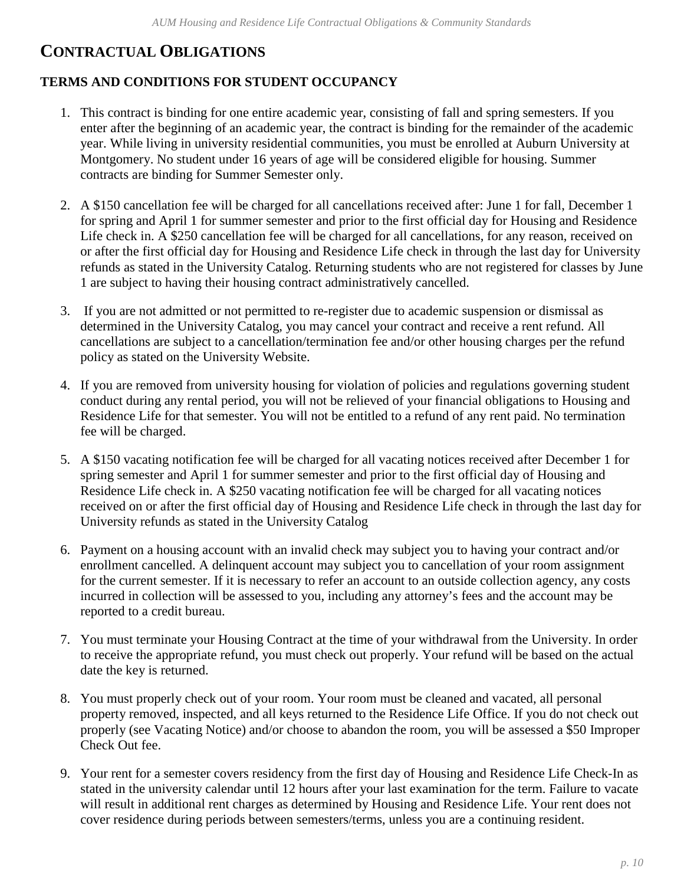# CONTRACTUAL OBLIGATIONS

## TERMS AND CONDITIONS FOR STUDENT OCCUPANCY

1. This contract is binding for one entire academic year, consisting of fall and spring semesters. If you enter after the beginning of an academic year, the contract is binding for the remainder of the academic year. While living in university residential communities, you must be enrolled at Auburn University at Montgomery. No student under 16 years of age will be considered eligible for housing. Summer contracts are binding for Summer Semester only.

2. A $150 cancellation fee will be charged for all cancellations received after: June 1 for fall, December 1 for spring and April 1 for summer semester and prior to the first official day for Housing and Residence Life check in. A $250 cancellation fee will be charged for all cancellations, for any reason, received on or after the first official day for Housing and Residence Life check in through the last day for University refunds as stated in the University Catalog. Returning students who are not registered for classes by June 1 are subject to having their housing contract administratively cancelled.

3. If you are not admitted or not permitted to re-register due to academic suspension or dismissal as determined in the University Catalog, you may cancel your contract and receive a rent refund. All cancellations are subject to a cancellation/termination fee and/or other housing charges per the refund policy as stated on the University Website.

4. If you are removed from university housing for violation of policies and regulations governing student conduct during any rental period, you will not be relieved of your financial obligations to Housing and Residence Life for that semester. You will not be entitled to a refund of any rent paid. No termination fee will be charged.

5. A $150 vacating notification fee will be charged for all vacating notices received after December 1 for spring semester and April 1 for summer semester and prior to the first official day of Housing and Residence Life check in. A $250 vacating notification fee will be charged for all vacating notices received on or after the first official day of Housing and Residence Life check in through the last day for University refunds as stated in the University Catalog

6. Payment on a housing account with an invalid check may subject you to having your contract and/or enrollment cancelled. A delinquent account may subject you to cancellation of your room assignment for the current semester. If it is necessary to refer an account to an outside collection agency, any costs incurred in collection will be assessed to you, including any attorney's fees and the account may be reported to a credit bureau.

7. You must terminate your Housing Contract at the time of your withdrawal from the University. In order to receive the appropriate refund, you must check out properly. Your refund will be based on the actual date the key is returned.

8. You must properly check out of your room. Your room must be cleaned and vacated, all personal property removed, inspected, and all keys returned to the Residence Life Office. If you do not check out properly (see Vacating Notice) and/or choose to abandon the room, you will be assessed a $50 Improper Check Out fee.

9. Your rent for a semester covers residency from the first day of Housing and Residence Life Check-In as stated in the university calendar until 12 hours after your last examination for the term. Failure to vacate will result in additional rent charges as determined by Housing and Residence Life. Your rent does not cover residence during periods between semesters/terms, unless you are a continuing resident.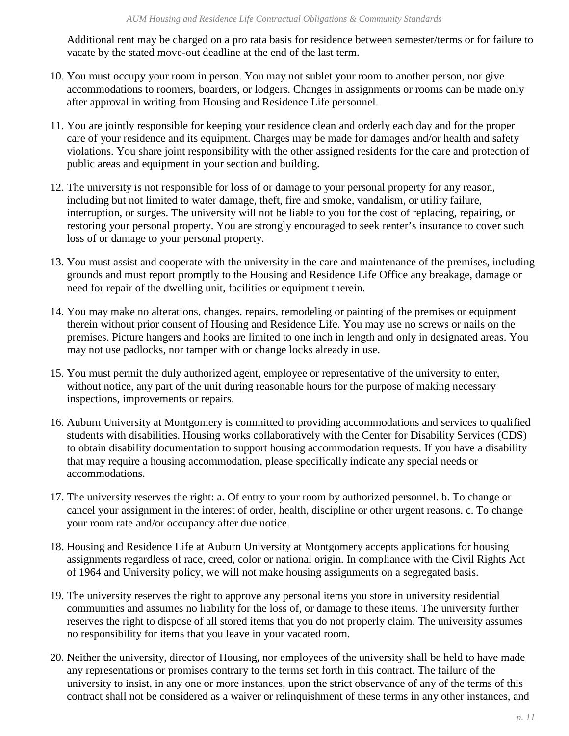Additional rent may be charged on a pro rata basis for residence between semester/terms or for failure to vacate by the stated move-out deadline at the end of the last term.

10. You must occupy your room in person. You may not sublet your room to another person, nor give accommodations to roomers, boarders, or lodgers. Changes in assignments or rooms can be made only after approval in writing from Housing and Residence Life personnel.

11. You are jointly responsible for keeping your residence clean and orderly each day and for the proper care of your residence and its equipment. Charges may be made for damages and/or health and safety violations. You share joint responsibility with the other assigned residents for the care and protection of public areas and equipment in your section and building.

12. The university is not responsible for loss of or damage to your personal property for any reason, including but not limited to water damage, theft, fire and smoke, vandalism, or utility failure, interruption, or surges. The university will not be liable to you for the cost of replacing, repairing, or restoring your personal property. You are strongly encouraged to seek renter's insurance to cover such loss of or damage to your personal property.

13. You must assist and cooperate with the university in the care and maintenance of the premises, including grounds and must report promptly to the Housing and Residence Life Office any breakage, damage or need for repair of the dwelling unit, facilities or equipment therein.

14. You may make no alterations, changes, repairs, remodeling or painting of the premises or equipment therein without prior consent of Housing and Residence Life. You may use no screws or nails on the premises. Picture hangers and hooks are limited to one inch in length and only in designated areas. You may not use padlocks, nor tamper with or change locks already in use.

15. You must permit the duly authorized agent, employee or representative of the university to enter, without notice, any part of the unit during reasonable hours for the purpose of making necessary inspections, improvements or repairs.

16. Auburn University at Montgomery is committed to providing accommodations and services to qualified students with disabilities. Housing works collaboratively with the Center for Disability Services (CDS) to obtain disability documentation to support housing accommodation requests. If you have a disability that may require a housing accommodation, please specifically indicate any special needs or accommodations.

17. The university reserves the right: a. Of entry to your room by authorized personnel. b. To change or cancel your assignment in the interest of order, health, discipline or other urgent reasons. c. To change your room rate and/or occupancy after due notice.

18. Housing and Residence Life at Auburn University at Montgomery accepts applications for housing assignments regardless of race, creed, color or national origin. In compliance with the Civil Rights Act of 1964 and University policy, we will not make housing assignments on a segregated basis.

19. The university reserves the right to approve any personal items you store in university residential communities and assumes no liability for the loss of, or damage to these items. The university further reserves the right to dispose of all stored items that you do not properly claim. The university assumes no responsibility for items that you leave in your vacated room.

20. Neither the university, director of Housing, nor employees of the university shall be held to have made any representations or promises contrary to the terms set forth in this contract. The failure of the university to insist, in any one or more instances, upon the strict observance of any of the terms of this contract shall not be considered as a waiver or relinquishment of these terms in any other instances, and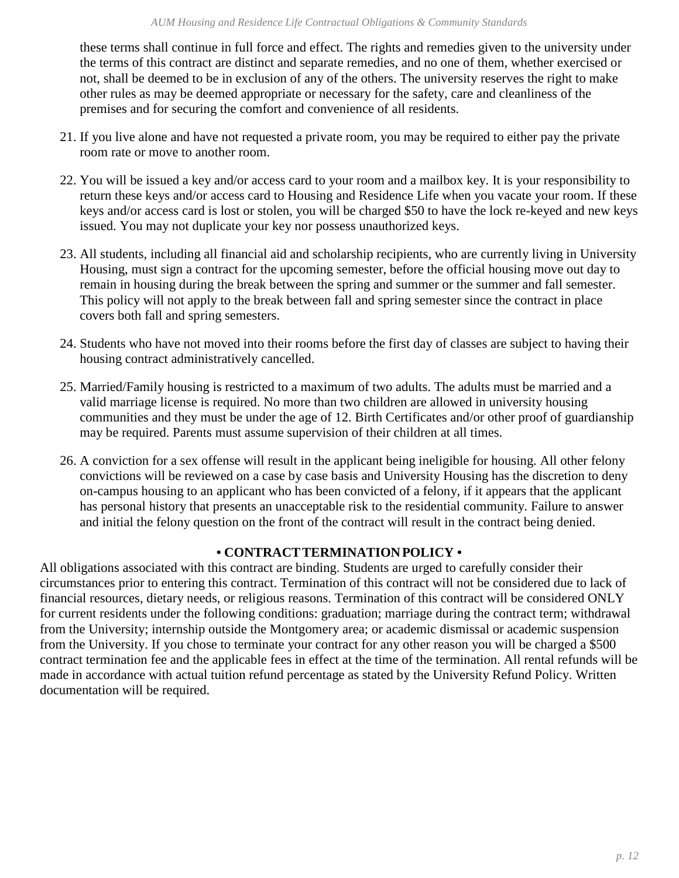these terms shall continue in full force and effect. The rights and remedies given to the university under the terms of this contract are distinct and separate remedies, and no one of them, whether exercised or not, shall be deemed to be in exclusion of any of the others. The university reserves the right to make other rules as may be deemed appropriate or necessary for the safety, care and cleanliness of the premises and for securing the comfort and convenience of all residents.

21. If you live alone and have not requested a private room, you may be required to either pay the private room rate or move to another room.

22. You will be issued a key and/or access card to your room and a mailbox key. It is your responsibility to return these keys and/or access card to Housing and Residence Life when you vacate your room. If these keys and/or access card is lost or stolen, you will be charged $50 to have the lock re-keyed and new keys issued. You may not duplicate your key nor possess unauthorized keys.

23. All students, including all financial aid and scholarship recipients, who are currently living in University Housing, must sign a contract for the upcoming semester, before the official housing move out day to remain in housing during the break between the spring and summer or the summer and fall semester. This policy will not apply to the break between fall and spring semester since the contract in place covers both fall and spring semesters.

24. Students who have not moved into their rooms before the first day of classes are subject to having their housing contract administratively cancelled.

25. Married/Family housing is restricted to a maximum of two adults. The adults must be married and a valid marriage license is required. No more than two children are allowed in university housing communities and they must be under the age of 12. Birth Certificates and/or other proof of guardianship may be required. Parents must assume supervision of their children at all times.

26. A conviction for a sex offense will result in the applicant being ineligible for housing. All other felony convictions will be reviewed on a case by case basis and University Housing has the discretion to deny on-campus housing to an applicant who has been convicted of a felony, if it appears that the applicant has personal history that presents an unacceptable risk to the residential community. Failure to answer and initial the felony question on the front of the contract will result in the contract being denied.

## • CONTRACT TERMINATION POLICY •

All obligations associated with this contract are binding. Students are urged to carefully consider their circumstances prior to entering this contract. Termination of this contract will not be considered due to lack of financial resources, dietary needs, or religious reasons. Termination of this contract will be considered ONLY for current residents under the following conditions: graduation; marriage during the contract term; withdrawal from the University; internship outside the Montgomery area; or academic dismissal or academic suspension from the University. If you chose to terminate your contract for any other reason you will be charged a $500 contract termination fee and the applicable fees in effect at the time of the termination. All rental refunds will be made in accordance with actual tuition refund percentage as stated by the University Refund Policy. Written documentation will be required.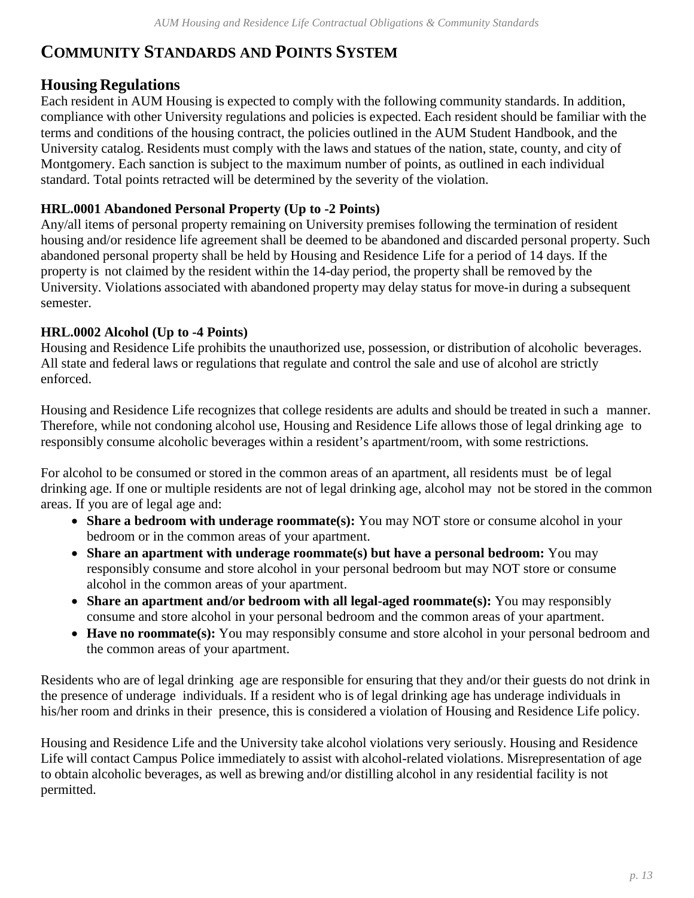# Community Standards and Points System

## Housing Regulations

Each resident in AUM Housing is expected to comply with the following community standards. In addition, compliance with other University regulations and policies is expected. Each resident should be familiar with the terms and conditions of the housing contract, the policies outlined in the AUM Student Handbook, and the University catalog. Residents must comply with the laws and statues of the nation, state, county, and city of Montgomery. Each sanction is subject to the maximum number of points, as outlined in each individual standard. Total points retracted will be determined by the severity of the violation.

### HRL.0001 Abandoned Personal Property (Up to -2 Points)

Any/all items of personal property remaining on University premises following the termination of resident housing and/or residence life agreement shall be deemed to be abandoned and discarded personal property. Such abandoned personal property shall be held by Housing and Residence Life for a period of 14 days. If the property is not claimed by the resident within the 14-day period, the property shall be removed by the University. Violations associated with abandoned property may delay status for move-in during a subsequent semester.

### HRL.0002 Alcohol (Up to -4 Points)

Housing and Residence Life prohibits the unauthorized use, possession, or distribution of alcoholic beverages. All state and federal laws or regulations that regulate and control the sale and use of alcohol are strictly enforced.

Housing and Residence Life recognizes that college residents are adults and should be treated in such a manner. Therefore, while not condoning alcohol use, Housing and Residence Life allows those of legal drinking age to responsibly consume alcoholic beverages within a resident's apartment/room, with some restrictions.

For alcohol to be consumed or stored in the common areas of an apartment, all residents must be of legal drinking age. If one or multiple residents are not of legal drinking age, alcohol may not be stored in the common areas. If you are of legal age and:

- **Share a bedroom with underage roommate(s):** You may NOT store or consume alcohol in your bedroom or in the common areas of your apartment.
- **Share an apartment with underage roommate(s) but have a personal bedroom:** You may responsibly consume and store alcohol in your personal bedroom but may NOT store or consume alcohol in the common areas of your apartment.
- **Share an apartment and/or bedroom with all legal-aged roommate(s):** You may responsibly consume and store alcohol in your personal bedroom and the common areas of your apartment.
- **Have no roommate(s):** You may responsibly consume and store alcohol in your personal bedroom and the common areas of your apartment.

Residents who are of legal drinking age are responsible for ensuring that they and/or their guests do not drink in the presence of underage individuals. If a resident who is of legal drinking age has underage individuals in his/her room and drinks in their presence, this is considered a violation of Housing and Residence Life policy.

Housing and Residence Life and the University take alcohol violations very seriously. Housing and Residence Life will contact Campus Police immediately to assist with alcohol-related violations. Misrepresentation of age to obtain alcoholic beverages, as well as brewing and/or distilling alcohol in any residential facility is not permitted.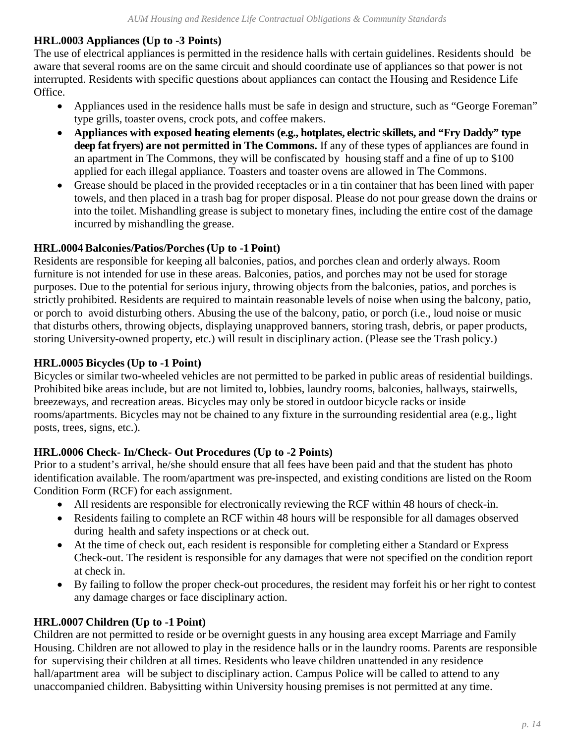### HRL.0003 Appliances (Up to -3 Points)

The use of electrical appliances is permitted in the residence halls with certain guidelines. Residents should be aware that several rooms are on the same circuit and should coordinate use of appliances so that power is not interrupted. Residents with specific questions about appliances can contact the Housing and Residence Life Office.

- Appliances used in the residence halls must be safe in design and structure, such as "George Foreman" type grills, toaster ovens, crock pots, and coffee makers.
- **Appliances with exposed heating elements (e.g., hotplates, electric skillets, and "Fry Daddy" type deep fat fryers) are not permitted in The Commons.** If any of these types of appliances are found in an apartment in The Commons, they will be confiscated by housing staff and a fine of up to $100 applied for each illegal appliance. Toasters and toaster ovens are allowed in The Commons.
- Grease should be placed in the provided receptacles or in a tin container that has been lined with paper towels, and then placed in a trash bag for proper disposal. Please do not pour grease down the drains or into the toilet. Mishandling grease is subject to monetary fines, including the entire cost of the damage incurred by mishandling the grease.

### HRL.0004 Balconies/Patios/Porches (Up to -1 Point)

Residents are responsible for keeping all balconies, patios, and porches clean and orderly always. Room furniture is not intended for use in these areas. Balconies, patios, and porches may not be used for storage purposes. Due to the potential for serious injury, throwing objects from the balconies, patios, and porches is strictly prohibited. Residents are required to maintain reasonable levels of noise when using the balcony, patio, or porch to avoid disturbing others. Abusing the use of the balcony, patio, or porch (i.e., loud noise or music that disturbs others, throwing objects, displaying unapproved banners, storing trash, debris, or paper products, storing University-owned property, etc.) will result in disciplinary action. (Please see the Trash policy.)

### HRL.0005 Bicycles (Up to -1 Point)

Bicycles or similar two-wheeled vehicles are not permitted to be parked in public areas of residential buildings. Prohibited bike areas include, but are not limited to, lobbies, laundry rooms, balconies, hallways, stairwells, breezeways, and recreation areas. Bicycles may only be stored in outdoor bicycle racks or inside rooms/apartments. Bicycles may not be chained to any fixture in the surrounding residential area (e.g., light posts, trees, signs, etc.).

### HRL.0006 Check- In/Check- Out Procedures (Up to -2 Points)

Prior to a student's arrival, he/she should ensure that all fees have been paid and that the student has photo identification available. The room/apartment was pre-inspected, and existing conditions are listed on the Room Condition Form (RCF) for each assignment.

- All residents are responsible for electronically reviewing the RCF within 48 hours of check-in.
- Residents failing to complete an RCF within 48 hours will be responsible for all damages observed during health and safety inspections or at check out.
- At the time of check out, each resident is responsible for completing either a Standard or Express Check-out. The resident is responsible for any damages that were not specified on the condition report at check in.
- By failing to follow the proper check-out procedures, the resident may forfeit his or her right to contest any damage charges or face disciplinary action.

### HRL.0007 Children (Up to -1 Point)

Children are not permitted to reside or be overnight guests in any housing area except Marriage and Family Housing. Children are not allowed to play in the residence halls or in the laundry rooms. Parents are responsible for supervising their children at all times. Residents who leave children unattended in any residence hall/apartment area will be subject to disciplinary action. Campus Police will be called to attend to any unaccompanied children. Babysitting within University housing premises is not permitted at any time.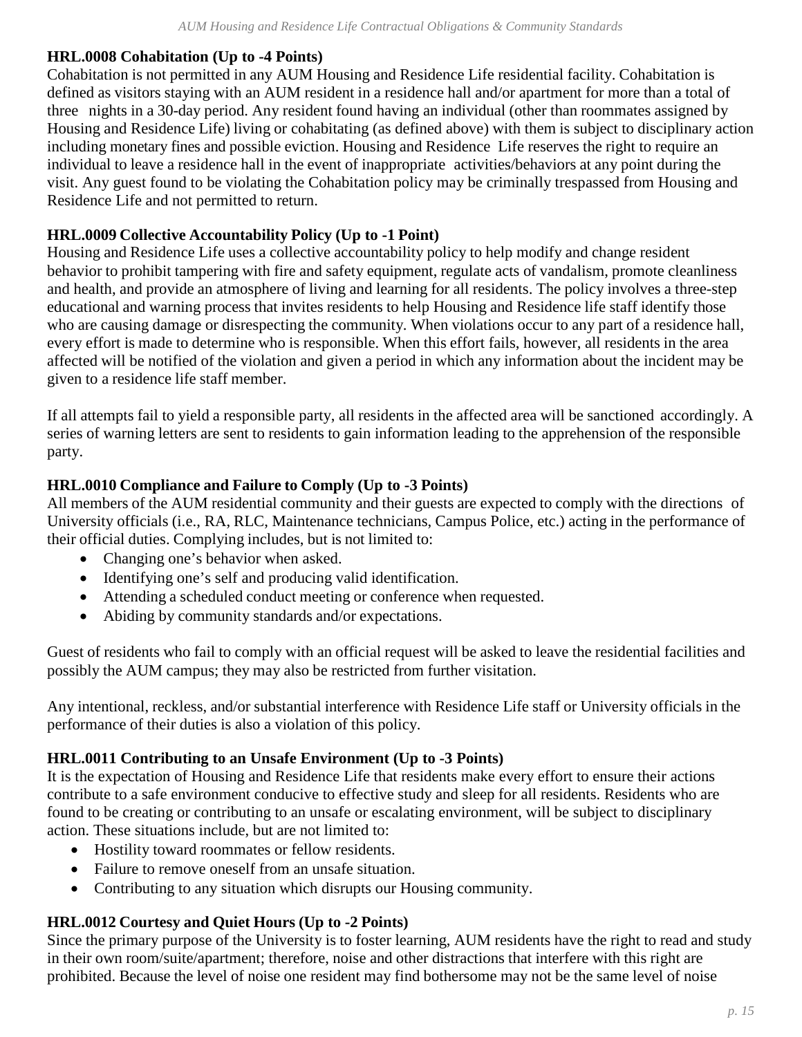### HRL.0008 Cohabitation (Up to -4 Points)

Cohabitation is not permitted in any AUM Housing and Residence Life residential facility. Cohabitation is defined as visitors staying with an AUM resident in a residence hall and/or apartment for more than a total of three nights in a 30-day period. Any resident found having an individual (other than roommates assigned by Housing and Residence Life) living or cohabitating (as defined above) with them is subject to disciplinary action including monetary fines and possible eviction. Housing and Residence Life reserves the right to require an individual to leave a residence hall in the event of inappropriate activities/behaviors at any point during the visit. Any guest found to be violating the Cohabitation policy may be criminally trespassed from Housing and Residence Life and not permitted to return.

### HRL.0009 Collective Accountability Policy (Up to -1 Point)

Housing and Residence Life uses a collective accountability policy to help modify and change resident behavior to prohibit tampering with fire and safety equipment, regulate acts of vandalism, promote cleanliness and health, and provide an atmosphere of living and learning for all residents. The policy involves a three-step educational and warning process that invites residents to help Housing and Residence life staff identify those who are causing damage or disrespecting the community. When violations occur to any part of a residence hall, every effort is made to determine who is responsible. When this effort fails, however, all residents in the area affected will be notified of the violation and given a period in which any information about the incident may be given to a residence life staff member.

If all attempts fail to yield a responsible party, all residents in the affected area will be sanctioned accordingly. A series of warning letters are sent to residents to gain information leading to the apprehension of the responsible party.

### HRL.0010 Compliance and Failure to Comply (Up to -3 Points)

All members of the AUM residential community and their guests are expected to comply with the directions of University officials (i.e., RA, RLC, Maintenance technicians, Campus Police, etc.) acting in the performance of their official duties. Complying includes, but is not limited to:

- Changing one's behavior when asked.
- Identifying one's self and producing valid identification.
- Attending a scheduled conduct meeting or conference when requested.
- Abiding by community standards and/or expectations.

Guest of residents who fail to comply with an official request will be asked to leave the residential facilities and possibly the AUM campus; they may also be restricted from further visitation.

Any intentional, reckless, and/or substantial interference with Residence Life staff or University officials in the performance of their duties is also a violation of this policy.

### HRL.0011 Contributing to an Unsafe Environment (Up to -3 Points)

It is the expectation of Housing and Residence Life that residents make every effort to ensure their actions contribute to a safe environment conducive to effective study and sleep for all residents. Residents who are found to be creating or contributing to an unsafe or escalating environment, will be subject to disciplinary action. These situations include, but are not limited to:

- Hostility toward roommates or fellow residents.
- Failure to remove oneself from an unsafe situation.
- Contributing to any situation which disrupts our Housing community.

### HRL.0012 Courtesy and Quiet Hours (Up to -2 Points)

Since the primary purpose of the University is to foster learning, AUM residents have the right to read and study in their own room/suite/apartment; therefore, noise and other distractions that interfere with this right are prohibited. Because the level of noise one resident may find bothersome may not be the same level of noise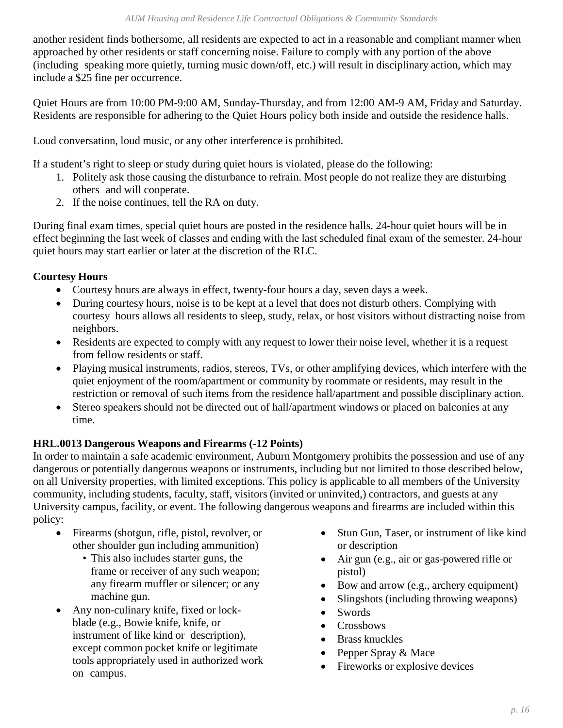another resident finds bothersome, all residents are expected to act in a reasonable and compliant manner when approached by other residents or staff concerning noise. Failure to comply with any portion of the above (including speaking more quietly, turning music down/off, etc.) will result in disciplinary action, which may include a $25 fine per occurrence.

Quiet Hours are from 10:00 PM-9:00 AM, Sunday-Thursday, and from 12:00 AM-9 AM, Friday and Saturday. Residents are responsible for adhering to the Quiet Hours policy both inside and outside the residence halls.

Loud conversation, loud music, or any other interference is prohibited.

If a student's right to sleep or study during quiet hours is violated, please do the following:

1. Politely ask those causing the disturbance to refrain. Most people do not realize they are disturbing others and will cooperate.
2. If the noise continues, tell the RA on duty.

During final exam times, special quiet hours are posted in the residence halls. 24-hour quiet hours will be in effect beginning the last week of classes and ending with the last scheduled final exam of the semester. 24-hour quiet hours may start earlier or later at the discretion of the RLC.

**Courtesy Hours**

- Courtesy hours are always in effect, twenty-four hours a day, seven days a week.
- During courtesy hours, noise is to be kept at a level that does not disturb others. Complying with courtesy hours allows all residents to sleep, study, relax, or host visitors without distracting noise from neighbors.
- Residents are expected to comply with any request to lower their noise level, whether it is a request from fellow residents or staff.
- Playing musical instruments, radios, stereos, TVs, or other amplifying devices, which interfere with the quiet enjoyment of the room/apartment or community by roommate or residents, may result in the restriction or removal of such items from the residence hall/apartment and possible disciplinary action.
- Stereo speakers should not be directed out of hall/apartment windows or placed on balconies at any time.

**HRL.0013 Dangerous Weapons and Firearms (-12 Points)**

In order to maintain a safe academic environment, Auburn Montgomery prohibits the possession and use of any dangerous or potentially dangerous weapons or instruments, including but not limited to those described below, on all University properties, with limited exceptions. This policy is applicable to all members of the University community, including students, faculty, staff, visitors (invited or uninvited,) contractors, and guests at any University campus, facility, or event. The following dangerous weapons and firearms are included within this policy:

- Firearms (shotgun, rifle, pistol, revolver, or other shoulder gun including ammunition)
  - This also includes starter guns, the frame or receiver of any such weapon; any firearm muffler or silencer; or any machine gun.
- Any non-culinary knife, fixed or lock-blade (e.g., Bowie knife, knife, or instrument of like kind or description), except common pocket knife or legitimate tools appropriately used in authorized work on campus.
- Stun Gun, Taser, or instrument of like kind or description
- Air gun (e.g., air or gas-powered rifle or pistol)
- Bow and arrow (e.g., archery equipment)
- Slingshots (including throwing weapons)
- Swords
- Crossbows
- Brass knuckles
- Pepper Spray & Mace
- Fireworks or explosive devices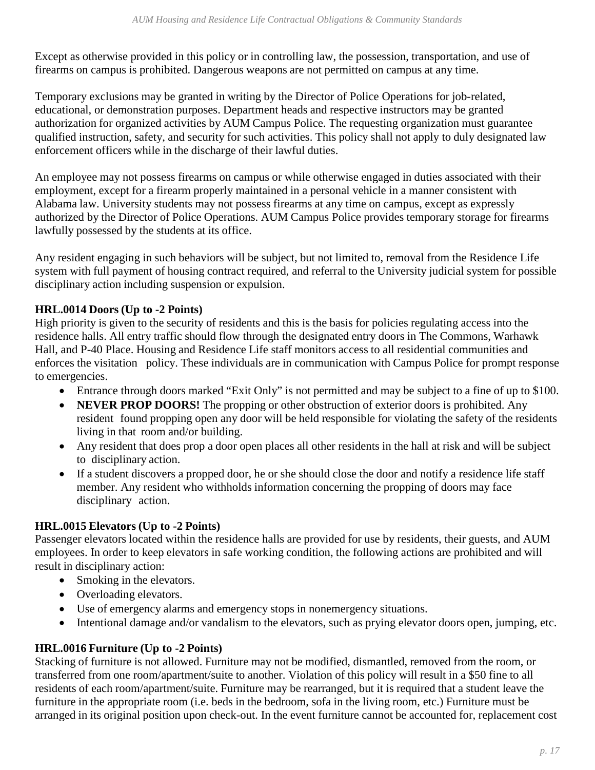Except as otherwise provided in this policy or in controlling law, the possession, transportation, and use of firearms on campus is prohibited. Dangerous weapons are not permitted on campus at any time.

Temporary exclusions may be granted in writing by the Director of Police Operations for job-related, educational, or demonstration purposes. Department heads and respective instructors may be granted authorization for organized activities by AUM Campus Police. The requesting organization must guarantee qualified instruction, safety, and security for such activities. This policy shall not apply to duly designated law enforcement officers while in the discharge of their lawful duties.

An employee may not possess firearms on campus or while otherwise engaged in duties associated with their employment, except for a firearm properly maintained in a personal vehicle in a manner consistent with Alabama law. University students may not possess firearms at any time on campus, except as expressly authorized by the Director of Police Operations. AUM Campus Police provides temporary storage for firearms lawfully possessed by the students at its office.

Any resident engaging in such behaviors will be subject, but not limited to, removal from the Residence Life system with full payment of housing contract required, and referral to the University judicial system for possible disciplinary action including suspension or expulsion.

**HRL.0014 Doors (Up to -2 Points)**

High priority is given to the security of residents and this is the basis for policies regulating access into the residence halls. All entry traffic should flow through the designated entry doors in The Commons, Warhawk Hall, and P-40 Place. Housing and Residence Life staff monitors access to all residential communities and enforces the visitation policy. These individuals are in communication with Campus Police for prompt response to emergencies.

- Entrance through doors marked "Exit Only" is not permitted and may be subject to a fine of up to $100.
- **NEVER PROP DOORS!** The propping or other obstruction of exterior doors is prohibited. Any resident found propping open any door will be held responsible for violating the safety of the residents living in that room and/or building.
- Any resident that does prop a door open places all other residents in the hall at risk and will be subject to disciplinary action.
- If a student discovers a propped door, he or she should close the door and notify a residence life staff member. Any resident who withholds information concerning the propping of doors may face disciplinary action.

**HRL.0015 Elevators (Up to -2 Points)**

Passenger elevators located within the residence halls are provided for use by residents, their guests, and AUM employees. In order to keep elevators in safe working condition, the following actions are prohibited and will result in disciplinary action:

- Smoking in the elevators.
- Overloading elevators.
- Use of emergency alarms and emergency stops in nonemergency situations.
- Intentional damage and/or vandalism to the elevators, such as prying elevator doors open, jumping, etc.

**HRL.0016 Furniture (Up to -2 Points)**

Stacking of furniture is not allowed. Furniture may not be modified, dismantled, removed from the room, or transferred from one room/apartment/suite to another. Violation of this policy will result in a $50 fine to all residents of each room/apartment/suite. Furniture may be rearranged, but it is required that a student leave the furniture in the appropriate room (i.e. beds in the bedroom, sofa in the living room, etc.) Furniture must be arranged in its original position upon check-out. In the event furniture cannot be accounted for, replacement cost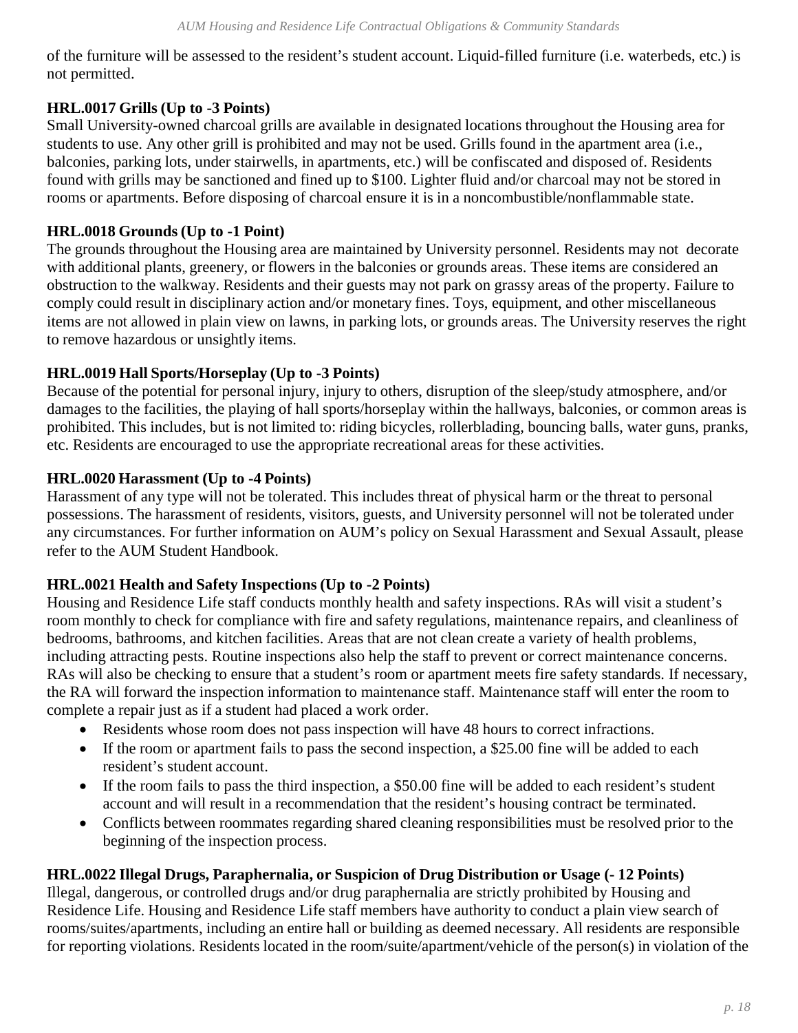of the furniture will be assessed to the resident's student account. Liquid-filled furniture (i.e. waterbeds, etc.) is not permitted.

**HRL.0017 Grills (Up to -3 Points)**
Small University-owned charcoal grills are available in designated locations throughout the Housing area for students to use. Any other grill is prohibited and may not be used. Grills found in the apartment area (i.e., balconies, parking lots, under stairwells, in apartments, etc.) will be confiscated and disposed of. Residents found with grills may be sanctioned and fined up to $100. Lighter fluid and/or charcoal may not be stored in rooms or apartments. Before disposing of charcoal ensure it is in a noncombustible/nonflammable state.

**HRL.0018 Grounds (Up to -1 Point)**
The grounds throughout the Housing area are maintained by University personnel. Residents may not decorate with additional plants, greenery, or flowers in the balconies or grounds areas. These items are considered an obstruction to the walkway. Residents and their guests may not park on grassy areas of the property. Failure to comply could result in disciplinary action and/or monetary fines. Toys, equipment, and other miscellaneous items are not allowed in plain view on lawns, in parking lots, or grounds areas. The University reserves the right to remove hazardous or unsightly items.

**HRL.0019 Hall Sports/Horseplay (Up to -3 Points)**
Because of the potential for personal injury, injury to others, disruption of the sleep/study atmosphere, and/or damages to the facilities, the playing of hall sports/horseplay within the hallways, balconies, or common areas is prohibited. This includes, but is not limited to: riding bicycles, rollerblading, bouncing balls, water guns, pranks, etc. Residents are encouraged to use the appropriate recreational areas for these activities.

**HRL.0020 Harassment (Up to -4 Points)**
Harassment of any type will not be tolerated. This includes threat of physical harm or the threat to personal possessions. The harassment of residents, visitors, guests, and University personnel will not be tolerated under any circumstances. For further information on AUM's policy on Sexual Harassment and Sexual Assault, please refer to the AUM Student Handbook.

**HRL.0021 Health and Safety Inspections (Up to -2 Points)**
Housing and Residence Life staff conducts monthly health and safety inspections. RAs will visit a student's room monthly to check for compliance with fire and safety regulations, maintenance repairs, and cleanliness of bedrooms, bathrooms, and kitchen facilities. Areas that are not clean create a variety of health problems, including attracting pests. Routine inspections also help the staff to prevent or correct maintenance concerns. RAs will also be checking to ensure that a student's room or apartment meets fire safety standards. If necessary, the RA will forward the inspection information to maintenance staff. Maintenance staff will enter the room to complete a repair just as if a student had placed a work order.

- Residents whose room does not pass inspection will have 48 hours to correct infractions.
- If the room or apartment fails to pass the second inspection, a $25.00 fine will be added to each resident's student account.
- If the room fails to pass the third inspection, a $50.00 fine will be added to each resident's student account and will result in a recommendation that the resident's housing contract be terminated.
- Conflicts between roommates regarding shared cleaning responsibilities must be resolved prior to the beginning of the inspection process.

**HRL.0022 Illegal Drugs, Paraphernalia, or Suspicion of Drug Distribution or Usage (- 12 Points)**
Illegal, dangerous, or controlled drugs and/or drug paraphernalia are strictly prohibited by Housing and Residence Life. Housing and Residence Life staff members have authority to conduct a plain view search of rooms/suites/apartments, including an entire hall or building as deemed necessary. All residents are responsible for reporting violations. Residents located in the room/suite/apartment/vehicle of the person(s) in violation of the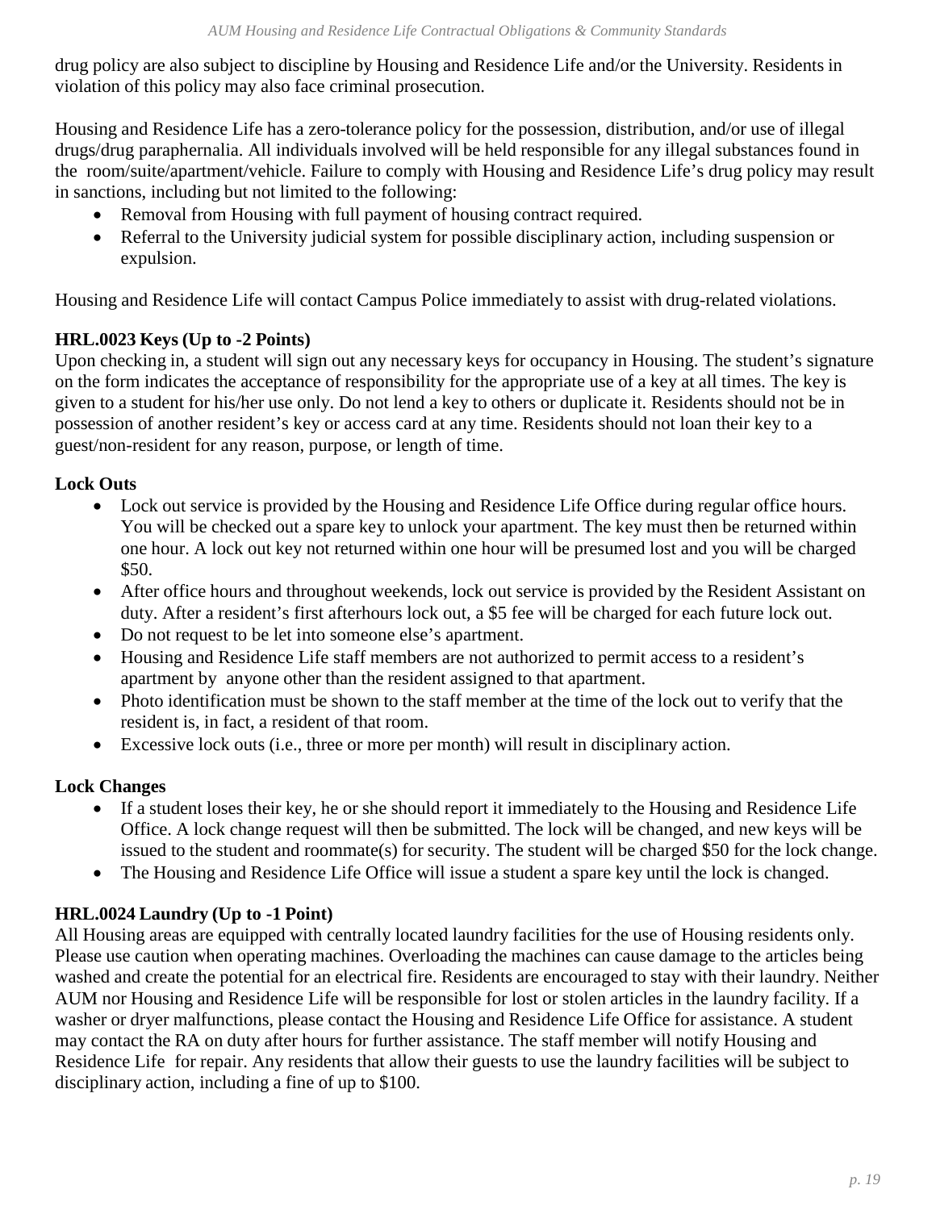drug policy are also subject to discipline by Housing and Residence Life and/or the University. Residents in violation of this policy may also face criminal prosecution.

Housing and Residence Life has a zero-tolerance policy for the possession, distribution, and/or use of illegal drugs/drug paraphernalia. All individuals involved will be held responsible for any illegal substances found in the room/suite/apartment/vehicle. Failure to comply with Housing and Residence Life's drug policy may result in sanctions, including but not limited to the following:

- Removal from Housing with full payment of housing contract required.
- Referral to the University judicial system for possible disciplinary action, including suspension or expulsion.

Housing and Residence Life will contact Campus Police immediately to assist with drug-related violations.

**HRL.0023 Keys (Up to -2 Points)**

Upon checking in, a student will sign out any necessary keys for occupancy in Housing. The student's signature on the form indicates the acceptance of responsibility for the appropriate use of a key at all times. The key is given to a student for his/her use only. Do not lend a key to others or duplicate it. Residents should not be in possession of another resident's key or access card at any time. Residents should not loan their key to a guest/non-resident for any reason, purpose, or length of time.

**Lock Outs**

- Lock out service is provided by the Housing and Residence Life Office during regular office hours. You will be checked out a spare key to unlock your apartment. The key must then be returned within one hour. A lock out key not returned within one hour will be presumed lost and you will be charged $50.
- After office hours and throughout weekends, lock out service is provided by the Resident Assistant on duty. After a resident's first afterhours lock out, a $5 fee will be charged for each future lock out.
- Do not request to be let into someone else's apartment.
- Housing and Residence Life staff members are not authorized to permit access to a resident's apartment by anyone other than the resident assigned to that apartment.
- Photo identification must be shown to the staff member at the time of the lock out to verify that the resident is, in fact, a resident of that room.
- Excessive lock outs (i.e., three or more per month) will result in disciplinary action.

**Lock Changes**

- If a student loses their key, he or she should report it immediately to the Housing and Residence Life Office. A lock change request will then be submitted. The lock will be changed, and new keys will be issued to the student and roommate(s) for security. The student will be charged $50 for the lock change.
- The Housing and Residence Life Office will issue a student a spare key until the lock is changed.

**HRL.0024 Laundry (Up to -1 Point)**

All Housing areas are equipped with centrally located laundry facilities for the use of Housing residents only. Please use caution when operating machines. Overloading the machines can cause damage to the articles being washed and create the potential for an electrical fire. Residents are encouraged to stay with their laundry. Neither AUM nor Housing and Residence Life will be responsible for lost or stolen articles in the laundry facility. If a washer or dryer malfunctions, please contact the Housing and Residence Life Office for assistance. A student may contact the RA on duty after hours for further assistance. The staff member will notify Housing and Residence Life for repair. Any residents that allow their guests to use the laundry facilities will be subject to disciplinary action, including a fine of up to $100.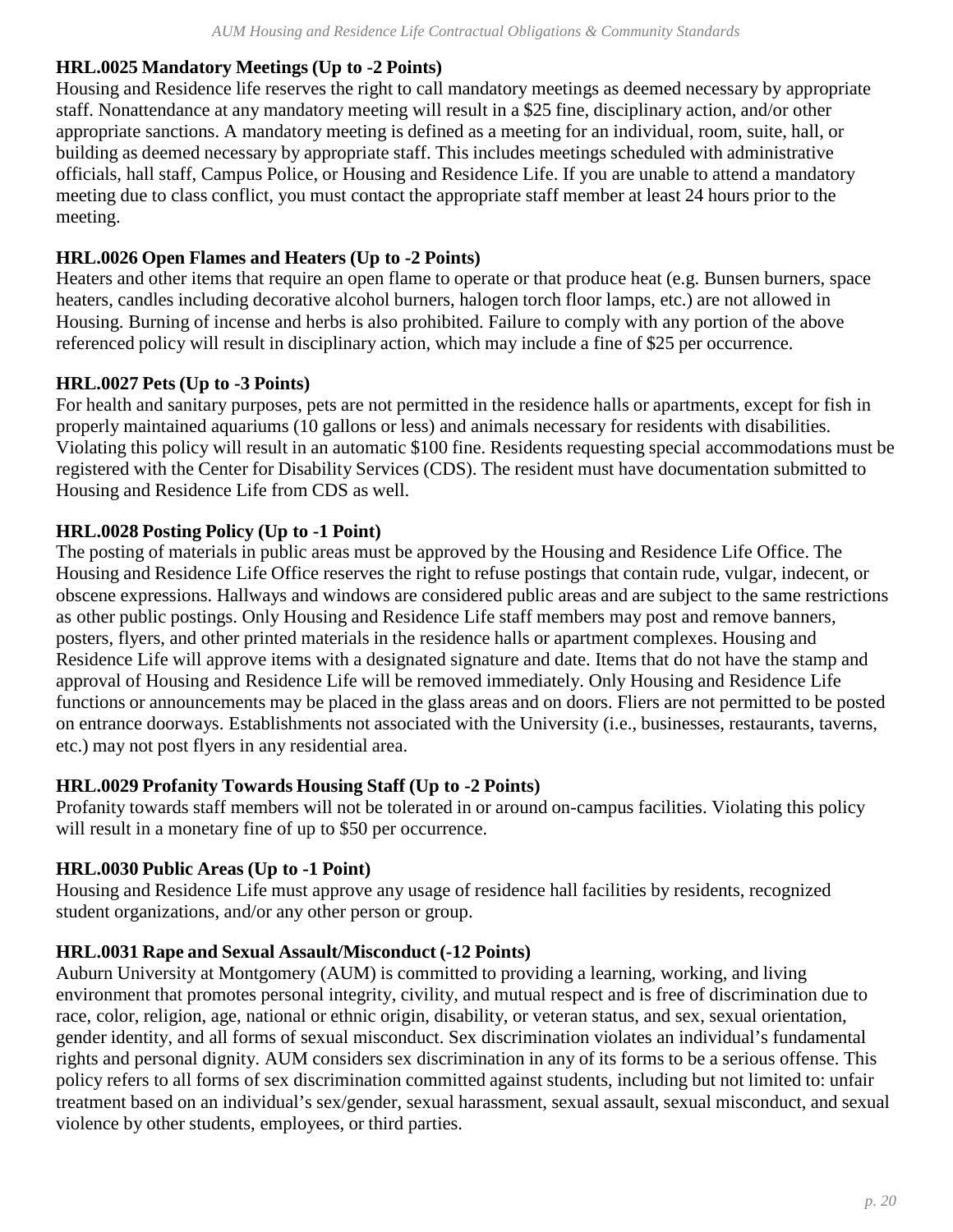**HRL.0025 Mandatory Meetings (Up to -2 Points)**
Housing and Residence life reserves the right to call mandatory meetings as deemed necessary by appropriate staff. Nonattendance at any mandatory meeting will result in a $25 fine, disciplinary action, and/or other appropriate sanctions. A mandatory meeting is defined as a meeting for an individual, room, suite, hall, or building as deemed necessary by appropriate staff. This includes meetings scheduled with administrative officials, hall staff, Campus Police, or Housing and Residence Life. If you are unable to attend a mandatory meeting due to class conflict, you must contact the appropriate staff member at least 24 hours prior to the meeting.

**HRL.0026 Open Flames and Heaters (Up to -2 Points)**
Heaters and other items that require an open flame to operate or that produce heat (e.g. Bunsen burners, space heaters, candles including decorative alcohol burners, halogen torch floor lamps, etc.) are not allowed in Housing. Burning of incense and herbs is also prohibited. Failure to comply with any portion of the above referenced policy will result in disciplinary action, which may include a fine of $25 per occurrence.

**HRL.0027 Pets (Up to -3 Points)**
For health and sanitary purposes, pets are not permitted in the residence halls or apartments, except for fish in properly maintained aquariums (10 gallons or less) and animals necessary for residents with disabilities. Violating this policy will result in an automatic $100 fine. Residents requesting special accommodations must be registered with the Center for Disability Services (CDS). The resident must have documentation submitted to Housing and Residence Life from CDS as well.

**HRL.0028 Posting Policy (Up to -1 Point)**
The posting of materials in public areas must be approved by the Housing and Residence Life Office. The Housing and Residence Life Office reserves the right to refuse postings that contain rude, vulgar, indecent, or obscene expressions. Hallways and windows are considered public areas and are subject to the same restrictions as other public postings. Only Housing and Residence Life staff members may post and remove banners, posters, flyers, and other printed materials in the residence halls or apartment complexes. Housing and Residence Life will approve items with a designated signature and date. Items that do not have the stamp and approval of Housing and Residence Life will be removed immediately. Only Housing and Residence Life functions or announcements may be placed in the glass areas and on doors. Fliers are not permitted to be posted on entrance doorways. Establishments not associated with the University (i.e., businesses, restaurants, taverns, etc.) may not post flyers in any residential area.

**HRL.0029 Profanity Towards Housing Staff (Up to -2 Points)**
Profanity towards staff members will not be tolerated in or around on-campus facilities. Violating this policy will result in a monetary fine of up to $50 per occurrence.

**HRL.0030 Public Areas (Up to -1 Point)**
Housing and Residence Life must approve any usage of residence hall facilities by residents, recognized student organizations, and/or any other person or group.

**HRL.0031 Rape and Sexual Assault/Misconduct (-12 Points)**
Auburn University at Montgomery (AUM) is committed to providing a learning, working, and living environment that promotes personal integrity, civility, and mutual respect and is free of discrimination due to race, color, religion, age, national or ethnic origin, disability, or veteran status, and sex, sexual orientation, gender identity, and all forms of sexual misconduct. Sex discrimination violates an individual's fundamental rights and personal dignity. AUM considers sex discrimination in any of its forms to be a serious offense. This policy refers to all forms of sex discrimination committed against students, including but not limited to: unfair treatment based on an individual's sex/gender, sexual harassment, sexual assault, sexual misconduct, and sexual violence by other students, employees, or third parties.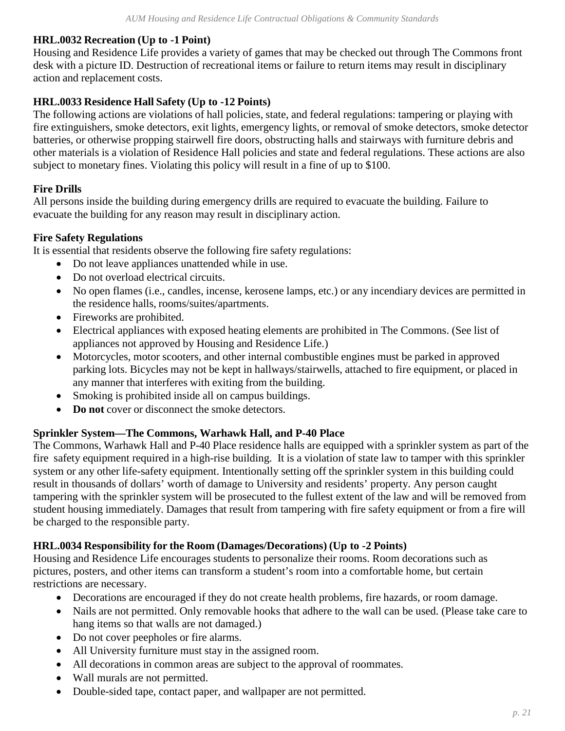### HRL.0032 Recreation (Up to -1 Point)

Housing and Residence Life provides a variety of games that may be checked out through The Commons front desk with a picture ID. Destruction of recreational items or failure to return items may result in disciplinary action and replacement costs.

### HRL.0033 Residence Hall Safety (Up to -12 Points)

The following actions are violations of hall policies, state, and federal regulations: tampering or playing with fire extinguishers, smoke detectors, exit lights, emergency lights, or removal of smoke detectors, smoke detector batteries, or otherwise propping stairwell fire doors, obstructing halls and stairways with furniture debris and other materials is a violation of Residence Hall policies and state and federal regulations. These actions are also subject to monetary fines. Violating this policy will result in a fine of up to $100.

### Fire Drills

All persons inside the building during emergency drills are required to evacuate the building. Failure to evacuate the building for any reason may result in disciplinary action.

### Fire Safety Regulations

It is essential that residents observe the following fire safety regulations:

- Do not leave appliances unattended while in use.
- Do not overload electrical circuits.
- No open flames (i.e., candles, incense, kerosene lamps, etc.) or any incendiary devices are permitted in the residence halls, rooms/suites/apartments.
- Fireworks are prohibited.
- Electrical appliances with exposed heating elements are prohibited in The Commons. (See list of appliances not approved by Housing and Residence Life.)
- Motorcycles, motor scooters, and other internal combustible engines must be parked in approved parking lots. Bicycles may not be kept in hallways/stairwells, attached to fire equipment, or placed in any manner that interferes with exiting from the building.
- Smoking is prohibited inside all on campus buildings.
- **Do not** cover or disconnect the smoke detectors.

### Sprinkler System—The Commons, Warhawk Hall, and P-40 Place

The Commons, Warhawk Hall and P-40 Place residence halls are equipped with a sprinkler system as part of the fire safety equipment required in a high-rise building. It is a violation of state law to tamper with this sprinkler system or any other life-safety equipment. Intentionally setting off the sprinkler system in this building could result in thousands of dollars' worth of damage to University and residents' property. Any person caught tampering with the sprinkler system will be prosecuted to the fullest extent of the law and will be removed from student housing immediately. Damages that result from tampering with fire safety equipment or from a fire will be charged to the responsible party.

### HRL.0034 Responsibility for the Room (Damages/Decorations) (Up to -2 Points)

Housing and Residence Life encourages students to personalize their rooms. Room decorations such as pictures, posters, and other items can transform a student's room into a comfortable home, but certain restrictions are necessary.

- Decorations are encouraged if they do not create health problems, fire hazards, or room damage.
- Nails are not permitted. Only removable hooks that adhere to the wall can be used. (Please take care to hang items so that walls are not damaged.)
- Do not cover peepholes or fire alarms.
- All University furniture must stay in the assigned room.
- All decorations in common areas are subject to the approval of roommates.
- Wall murals are not permitted.
- Double-sided tape, contact paper, and wallpaper are not permitted.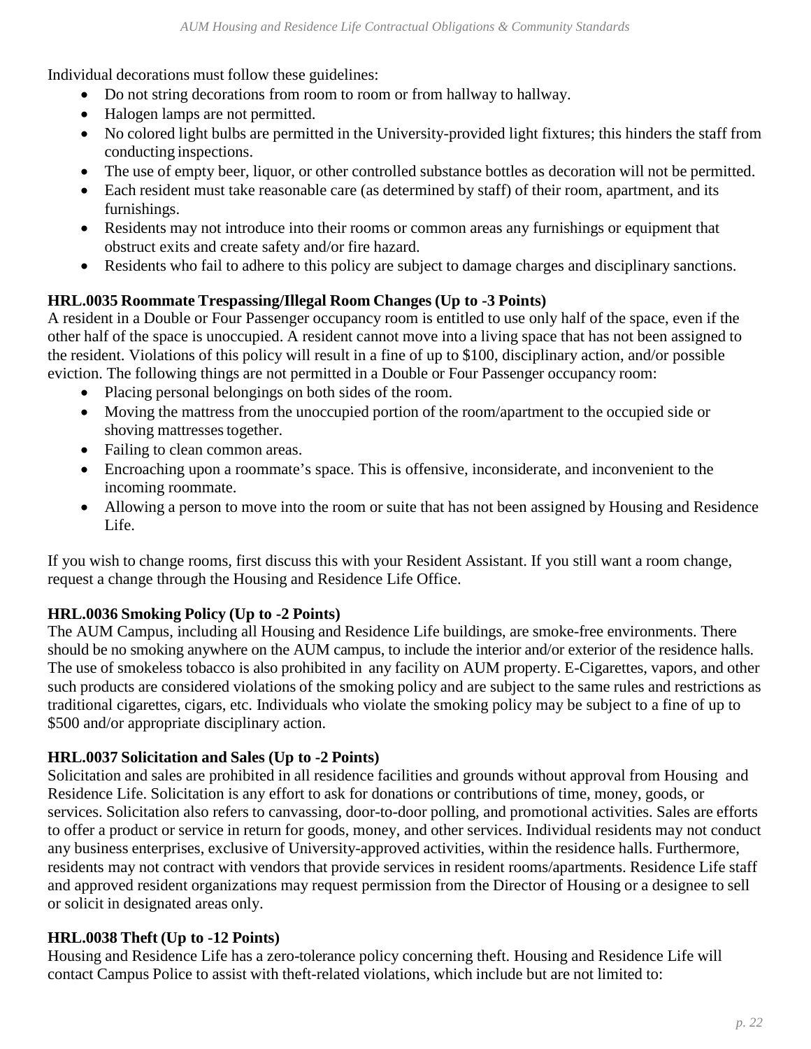Individual decorations must follow these guidelines:

- Do not string decorations from room to room or from hallway to hallway.
- Halogen lamps are not permitted.
- No colored light bulbs are permitted in the University-provided light fixtures; this hinders the staff from conducting inspections.
- The use of empty beer, liquor, or other controlled substance bottles as decoration will not be permitted.
- Each resident must take reasonable care (as determined by staff) of their room, apartment, and its furnishings.
- Residents may not introduce into their rooms or common areas any furnishings or equipment that obstruct exits and create safety and/or fire hazard.
- Residents who fail to adhere to this policy are subject to damage charges and disciplinary sanctions.

**HRL.0035 Roommate Trespassing/Illegal Room Changes (Up to -3 Points)**

A resident in a Double or Four Passenger occupancy room is entitled to use only half of the space, even if the other half of the space is unoccupied. A resident cannot move into a living space that has not been assigned to the resident. Violations of this policy will result in a fine of up to $100, disciplinary action, and/or possible eviction. The following things are not permitted in a Double or Four Passenger occupancy room:

- Placing personal belongings on both sides of the room.
- Moving the mattress from the unoccupied portion of the room/apartment to the occupied side or shoving mattresses together.
- Failing to clean common areas.
- Encroaching upon a roommate's space. This is offensive, inconsiderate, and inconvenient to the incoming roommate.
- Allowing a person to move into the room or suite that has not been assigned by Housing and Residence Life.

If you wish to change rooms, first discuss this with your Resident Assistant. If you still want a room change, request a change through the Housing and Residence Life Office.

**HRL.0036 Smoking Policy (Up to -2 Points)**

The AUM Campus, including all Housing and Residence Life buildings, are smoke-free environments. There should be no smoking anywhere on the AUM campus, to include the interior and/or exterior of the residence halls. The use of smokeless tobacco is also prohibited in any facility on AUM property. E-Cigarettes, vapors, and other such products are considered violations of the smoking policy and are subject to the same rules and restrictions as traditional cigarettes, cigars, etc. Individuals who violate the smoking policy may be subject to a fine of up to $500 and/or appropriate disciplinary action.

**HRL.0037 Solicitation and Sales (Up to -2 Points)**

Solicitation and sales are prohibited in all residence facilities and grounds without approval from Housing and Residence Life. Solicitation is any effort to ask for donations or contributions of time, money, goods, or services. Solicitation also refers to canvassing, door-to-door polling, and promotional activities. Sales are efforts to offer a product or service in return for goods, money, and other services. Individual residents may not conduct any business enterprises, exclusive of University-approved activities, within the residence halls. Furthermore, residents may not contract with vendors that provide services in resident rooms/apartments. Residence Life staff and approved resident organizations may request permission from the Director of Housing or a designee to sell or solicit in designated areas only.

**HRL.0038 Theft (Up to -12 Points)**

Housing and Residence Life has a zero-tolerance policy concerning theft. Housing and Residence Life will contact Campus Police to assist with theft-related violations, which include but are not limited to: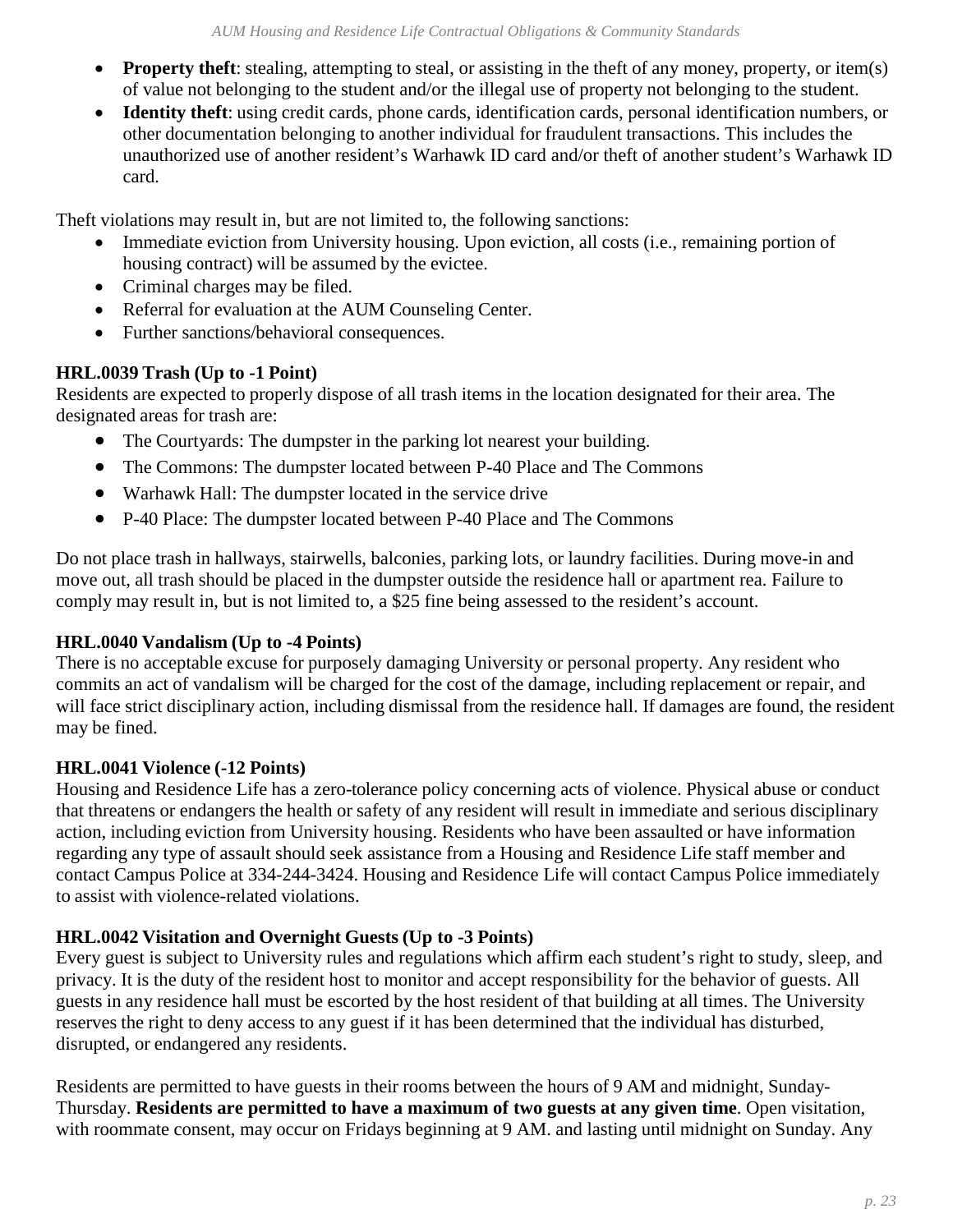- **Property theft**: stealing, attempting to steal, or assisting in the theft of any money, property, or item(s) of value not belonging to the student and/or the illegal use of property not belonging to the student.
- **Identity theft**: using credit cards, phone cards, identification cards, personal identification numbers, or other documentation belonging to another individual for fraudulent transactions. This includes the unauthorized use of another resident's Warhawk ID card and/or theft of another student's Warhawk ID card.

Theft violations may result in, but are not limited to, the following sanctions:

- Immediate eviction from University housing. Upon eviction, all costs (i.e., remaining portion of housing contract) will be assumed by the evictee.
- Criminal charges may be filed.
- Referral for evaluation at the AUM Counseling Center.
- Further sanctions/behavioral consequences.

**HRL.0039 Trash (Up to -1 Point)**

Residents are expected to properly dispose of all trash items in the location designated for their area. The designated areas for trash are:

- The Courtyards: The dumpster in the parking lot nearest your building.
- The Commons: The dumpster located between P-40 Place and The Commons
- Warhawk Hall: The dumpster located in the service drive
- P-40 Place: The dumpster located between P-40 Place and The Commons

Do not place trash in hallways, stairwells, balconies, parking lots, or laundry facilities. During move-in and move out, all trash should be placed in the dumpster outside the residence hall or apartment rea. Failure to comply may result in, but is not limited to, a $25 fine being assessed to the resident's account.

**HRL.0040 Vandalism (Up to -4 Points)**

There is no acceptable excuse for purposely damaging University or personal property. Any resident who commits an act of vandalism will be charged for the cost of the damage, including replacement or repair, and will face strict disciplinary action, including dismissal from the residence hall. If damages are found, the resident may be fined.

**HRL.0041 Violence (-12 Points)**

Housing and Residence Life has a zero-tolerance policy concerning acts of violence. Physical abuse or conduct that threatens or endangers the health or safety of any resident will result in immediate and serious disciplinary action, including eviction from University housing. Residents who have been assaulted or have information regarding any type of assault should seek assistance from a Housing and Residence Life staff member and contact Campus Police at 334-244-3424. Housing and Residence Life will contact Campus Police immediately to assist with violence-related violations.

**HRL.0042 Visitation and Overnight Guests (Up to -3 Points)**

Every guest is subject to University rules and regulations which affirm each student's right to study, sleep, and privacy. It is the duty of the resident host to monitor and accept responsibility for the behavior of guests. All guests in any residence hall must be escorted by the host resident of that building at all times. The University reserves the right to deny access to any guest if it has been determined that the individual has disturbed, disrupted, or endangered any residents.

Residents are permitted to have guests in their rooms between the hours of 9 AM and midnight, Sunday-Thursday. **Residents are permitted to have a maximum of two guests at any given time**. Open visitation, with roommate consent, may occur on Fridays beginning at 9 AM. and lasting until midnight on Sunday. Any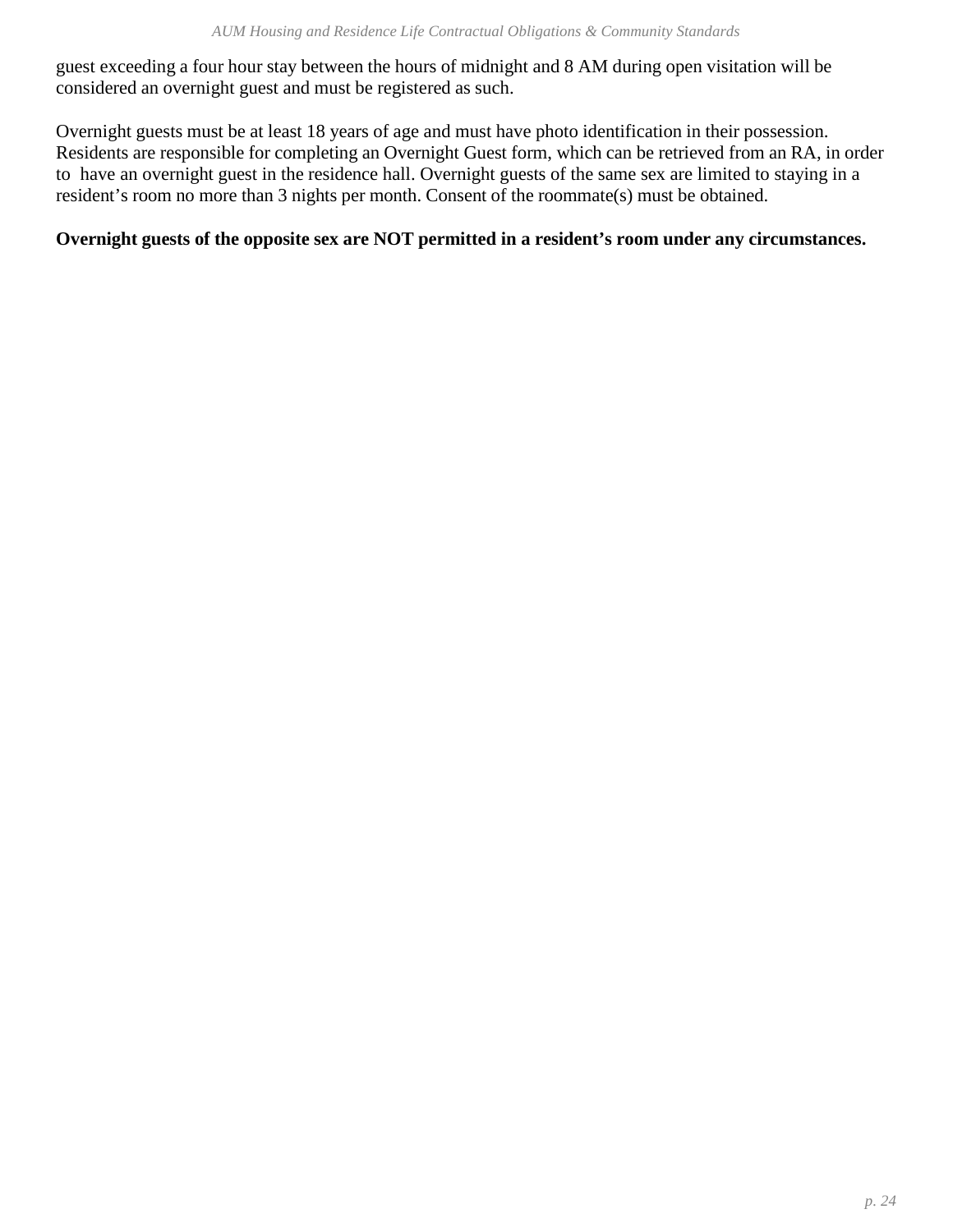guest exceeding a four hour stay between the hours of midnight and 8 AM during open visitation will be considered an overnight guest and must be registered as such.

Overnight guests must be at least 18 years of age and must have photo identification in their possession. Residents are responsible for completing an Overnight Guest form, which can be retrieved from an RA, in order to have an overnight guest in the residence hall. Overnight guests of the same sex are limited to staying in a resident's room no more than 3 nights per month. Consent of the roommate(s) must be obtained.

**Overnight guests of the opposite sex are NOT permitted in a resident's room under any circumstances.**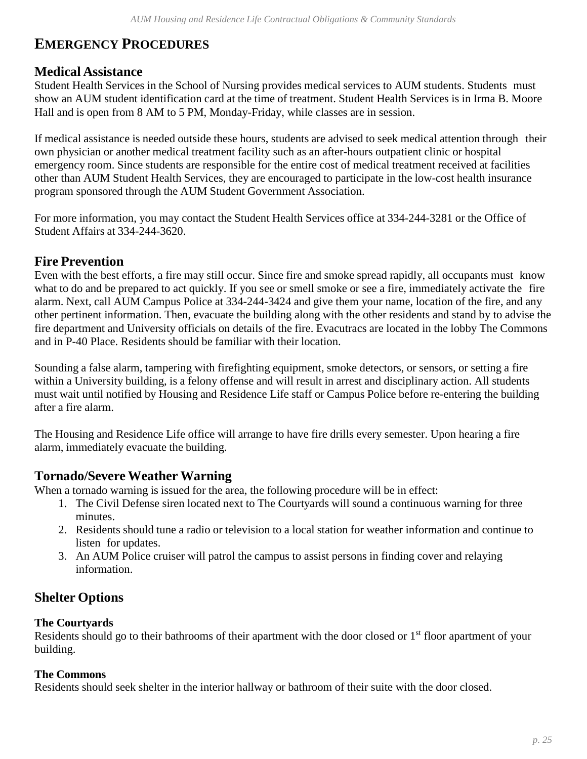# Emergency Procedures

## Medical Assistance

Student Health Services in the School of Nursing provides medical services to AUM students. Students must show an AUM student identification card at the time of treatment. Student Health Services is in Irma B. Moore Hall and is open from 8 AM to 5 PM, Monday-Friday, while classes are in session.

If medical assistance is needed outside these hours, students are advised to seek medical attention through their own physician or another medical treatment facility such as an after-hours outpatient clinic or hospital emergency room. Since students are responsible for the entire cost of medical treatment received at facilities other than AUM Student Health Services, they are encouraged to participate in the low-cost health insurance program sponsored through the AUM Student Government Association.

For more information, you may contact the Student Health Services office at 334-244-3281 or the Office of Student Affairs at 334-244-3620.

## Fire Prevention

Even with the best efforts, a fire may still occur. Since fire and smoke spread rapidly, all occupants must know what to do and be prepared to act quickly. If you see or smell smoke or see a fire, immediately activate the fire alarm. Next, call AUM Campus Police at 334-244-3424 and give them your name, location of the fire, and any other pertinent information. Then, evacuate the building along with the other residents and stand by to advise the fire department and University officials on details of the fire. Evacutracs are located in the lobby The Commons and in P-40 Place. Residents should be familiar with their location.

Sounding a false alarm, tampering with firefighting equipment, smoke detectors, or sensors, or setting a fire within a University building, is a felony offense and will result in arrest and disciplinary action. All students must wait until notified by Housing and Residence Life staff or Campus Police before re-entering the building after a fire alarm.

The Housing and Residence Life office will arrange to have fire drills every semester. Upon hearing a fire alarm, immediately evacuate the building.

## Tornado/Severe Weather Warning

When a tornado warning is issued for the area, the following procedure will be in effect:

1. The Civil Defense siren located next to The Courtyards will sound a continuous warning for three minutes.
2. Residents should tune a radio or television to a local station for weather information and continue to listen for updates.
3. An AUM Police cruiser will patrol the campus to assist persons in finding cover and relaying information.

## Shelter Options

### The Courtyards

Residents should go to their bathrooms of their apartment with the door closed or 1st floor apartment of your building.

### The Commons

Residents should seek shelter in the interior hallway or bathroom of their suite with the door closed.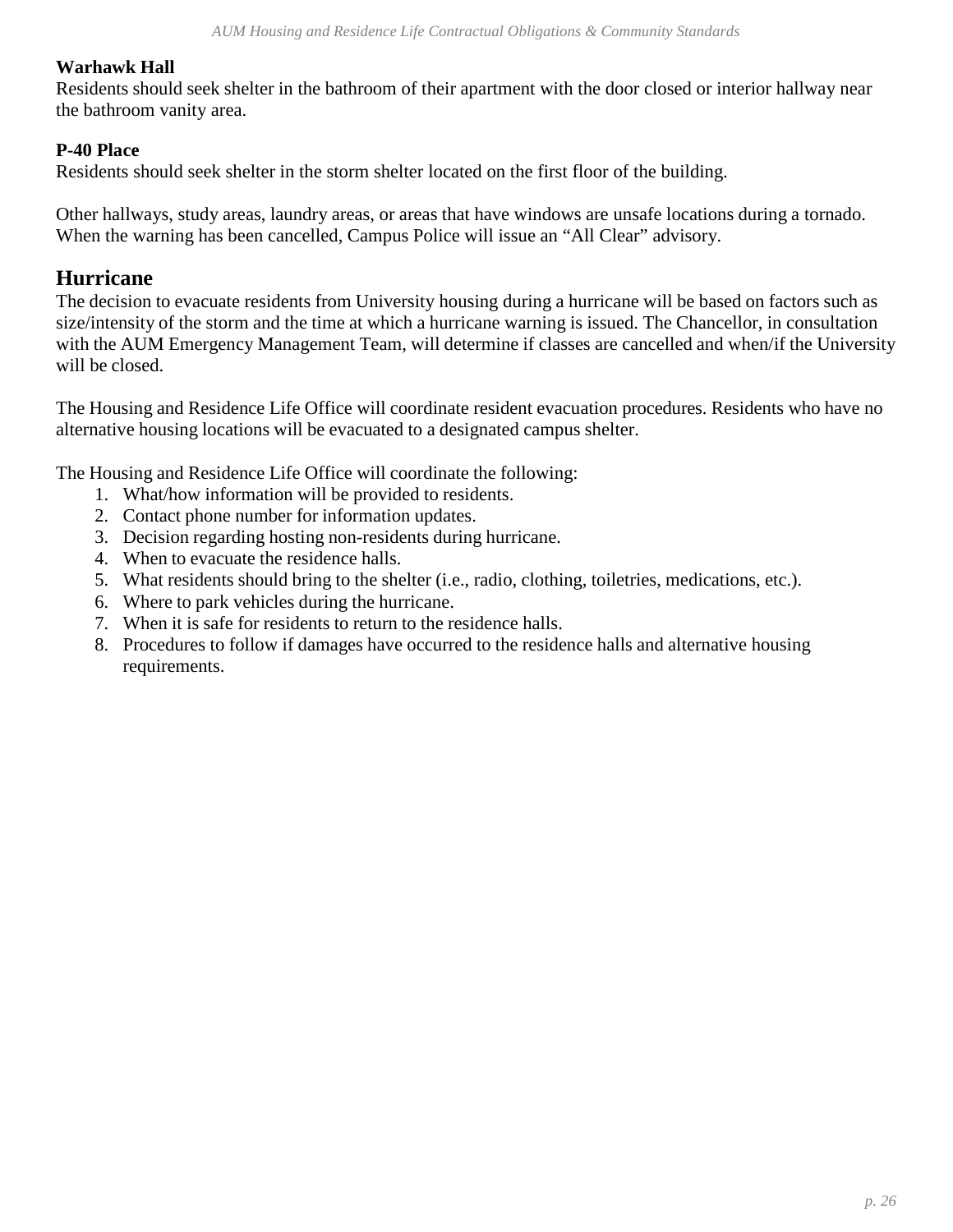**Warhawk Hall**
Residents should seek shelter in the bathroom of their apartment with the door closed or interior hallway near the bathroom vanity area.

**P-40 Place**
Residents should seek shelter in the storm shelter located on the first floor of the building.

Other hallways, study areas, laundry areas, or areas that have windows are unsafe locations during a tornado. When the warning has been cancelled, Campus Police will issue an "All Clear" advisory.

## Hurricane

The decision to evacuate residents from University housing during a hurricane will be based on factors such as size/intensity of the storm and the time at which a hurricane warning is issued. The Chancellor, in consultation with the AUM Emergency Management Team, will determine if classes are cancelled and when/if the University will be closed.

The Housing and Residence Life Office will coordinate resident evacuation procedures. Residents who have no alternative housing locations will be evacuated to a designated campus shelter.

The Housing and Residence Life Office will coordinate the following:

1. What/how information will be provided to residents.
2. Contact phone number for information updates.
3. Decision regarding hosting non-residents during hurricane.
4. When to evacuate the residence halls.
5. What residents should bring to the shelter (i.e., radio, clothing, toiletries, medications, etc.).
6. Where to park vehicles during the hurricane.
7. When it is safe for residents to return to the residence halls.
8. Procedures to follow if damages have occurred to the residence halls and alternative housing requirements.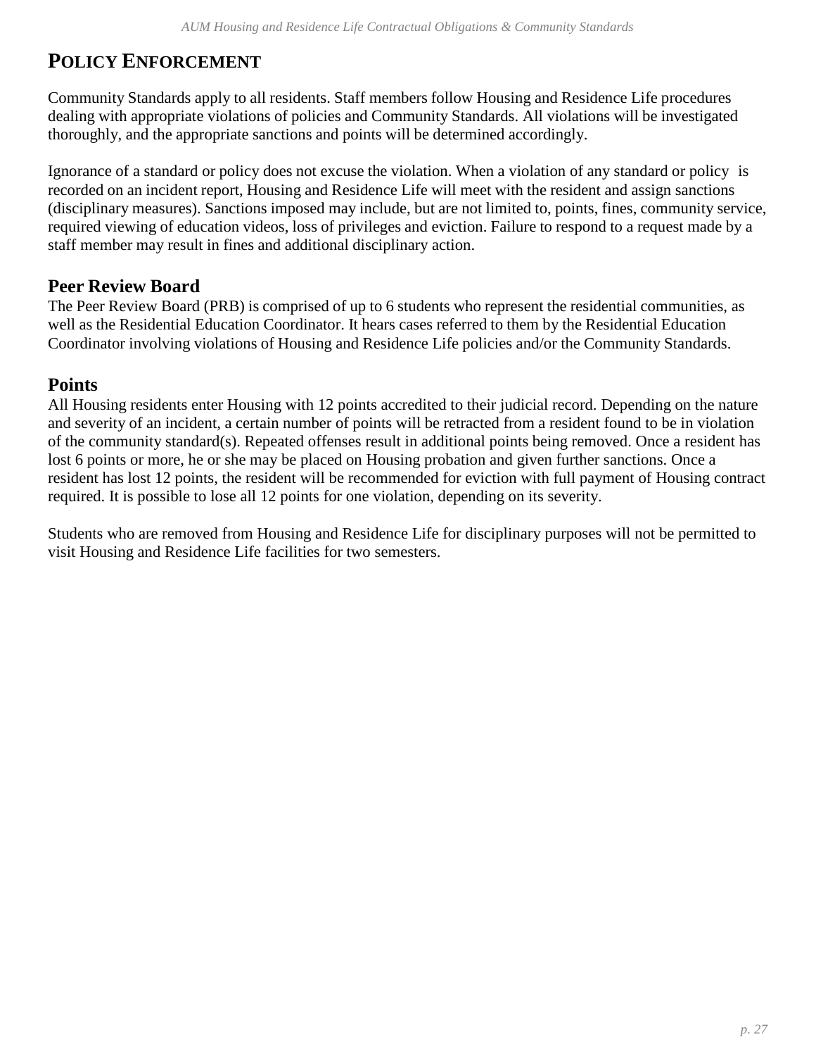# Policy Enforcement

Community Standards apply to all residents. Staff members follow Housing and Residence Life procedures dealing with appropriate violations of policies and Community Standards. All violations will be investigated thoroughly, and the appropriate sanctions and points will be determined accordingly.

Ignorance of a standard or policy does not excuse the violation. When a violation of any standard or policy is recorded on an incident report, Housing and Residence Life will meet with the resident and assign sanctions (disciplinary measures). Sanctions imposed may include, but are not limited to, points, fines, community service, required viewing of education videos, loss of privileges and eviction. Failure to respond to a request made by a staff member may result in fines and additional disciplinary action.

## Peer Review Board

The Peer Review Board (PRB) is comprised of up to 6 students who represent the residential communities, as well as the Residential Education Coordinator. It hears cases referred to them by the Residential Education Coordinator involving violations of Housing and Residence Life policies and/or the Community Standards.

## Points

All Housing residents enter Housing with 12 points accredited to their judicial record. Depending on the nature and severity of an incident, a certain number of points will be retracted from a resident found to be in violation of the community standard(s). Repeated offenses result in additional points being removed. Once a resident has lost 6 points or more, he or she may be placed on Housing probation and given further sanctions. Once a resident has lost 12 points, the resident will be recommended for eviction with full payment of Housing contract required. It is possible to lose all 12 points for one violation, depending on its severity.

Students who are removed from Housing and Residence Life for disciplinary purposes will not be permitted to visit Housing and Residence Life facilities for two semesters.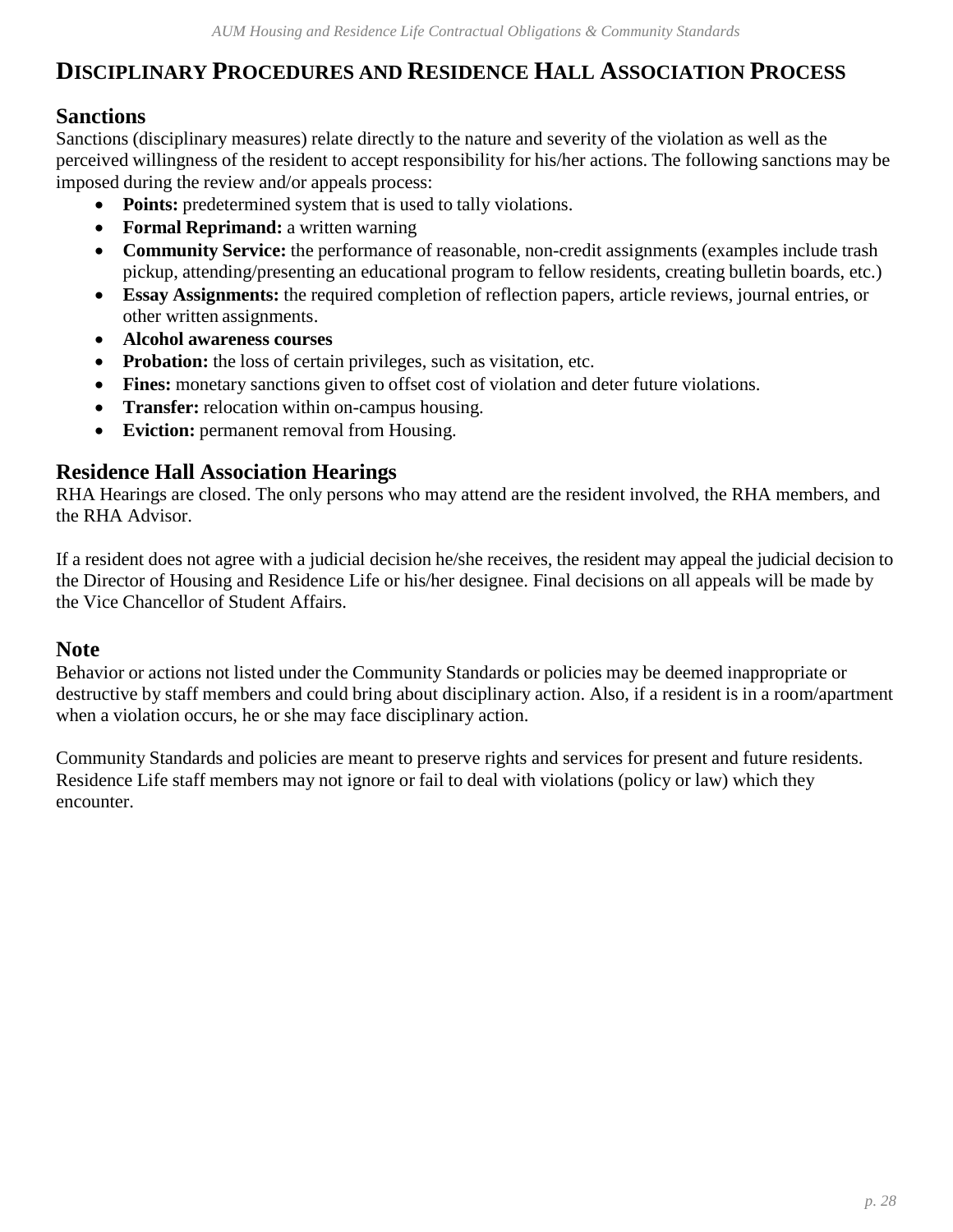# DISCIPLINARY PROCEDURES AND RESIDENCE HALL ASSOCIATION PROCESS

## Sanctions

Sanctions (disciplinary measures) relate directly to the nature and severity of the violation as well as the perceived willingness of the resident to accept responsibility for his/her actions. The following sanctions may be imposed during the review and/or appeals process:

- **Points:** predetermined system that is used to tally violations.
- **Formal Reprimand:** a written warning
- **Community Service:** the performance of reasonable, non-credit assignments (examples include trash pickup, attending/presenting an educational program to fellow residents, creating bulletin boards, etc.)
- **Essay Assignments:** the required completion of reflection papers, article reviews, journal entries, or other written assignments.
- **Alcohol awareness courses**
- **Probation:** the loss of certain privileges, such as visitation, etc.
- **Fines:** monetary sanctions given to offset cost of violation and deter future violations.
- **Transfer:** relocation within on-campus housing.
- **Eviction:** permanent removal from Housing.

## Residence Hall Association Hearings

RHA Hearings are closed. The only persons who may attend are the resident involved, the RHA members, and the RHA Advisor.

If a resident does not agree with a judicial decision he/she receives, the resident may appeal the judicial decision to the Director of Housing and Residence Life or his/her designee. Final decisions on all appeals will be made by the Vice Chancellor of Student Affairs.

## Note

Behavior or actions not listed under the Community Standards or policies may be deemed inappropriate or destructive by staff members and could bring about disciplinary action. Also, if a resident is in a room/apartment when a violation occurs, he or she may face disciplinary action.

Community Standards and policies are meant to preserve rights and services for present and future residents. Residence Life staff members may not ignore or fail to deal with violations (policy or law) which they encounter.